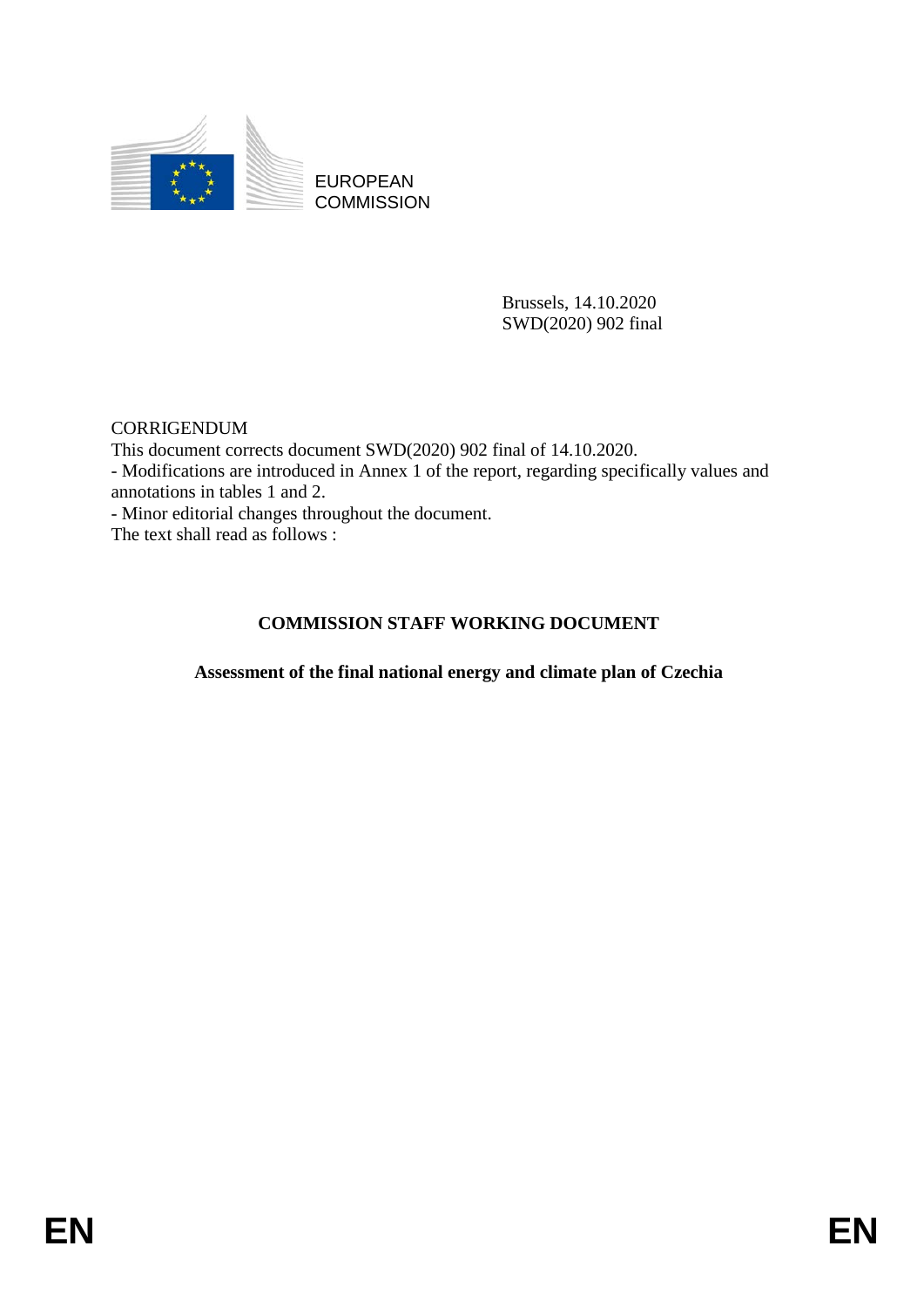EUROPEAN COMMISSION

Brussels, 14.10.2020
SWD(2020) 902 final

CORRIGENDUM
This document corrects document SWD(2020) 902 final of 14.10.2020.
- Modifications are introduced in Annex 1 of the report, regarding specifically values and annotations in tables 1 and 2.
- Minor editorial changes throughout the document.
The text shall read as follows :

**COMMISSION STAFF WORKING DOCUMENT**

**Assessment of the final national energy and climate plan of Czechia**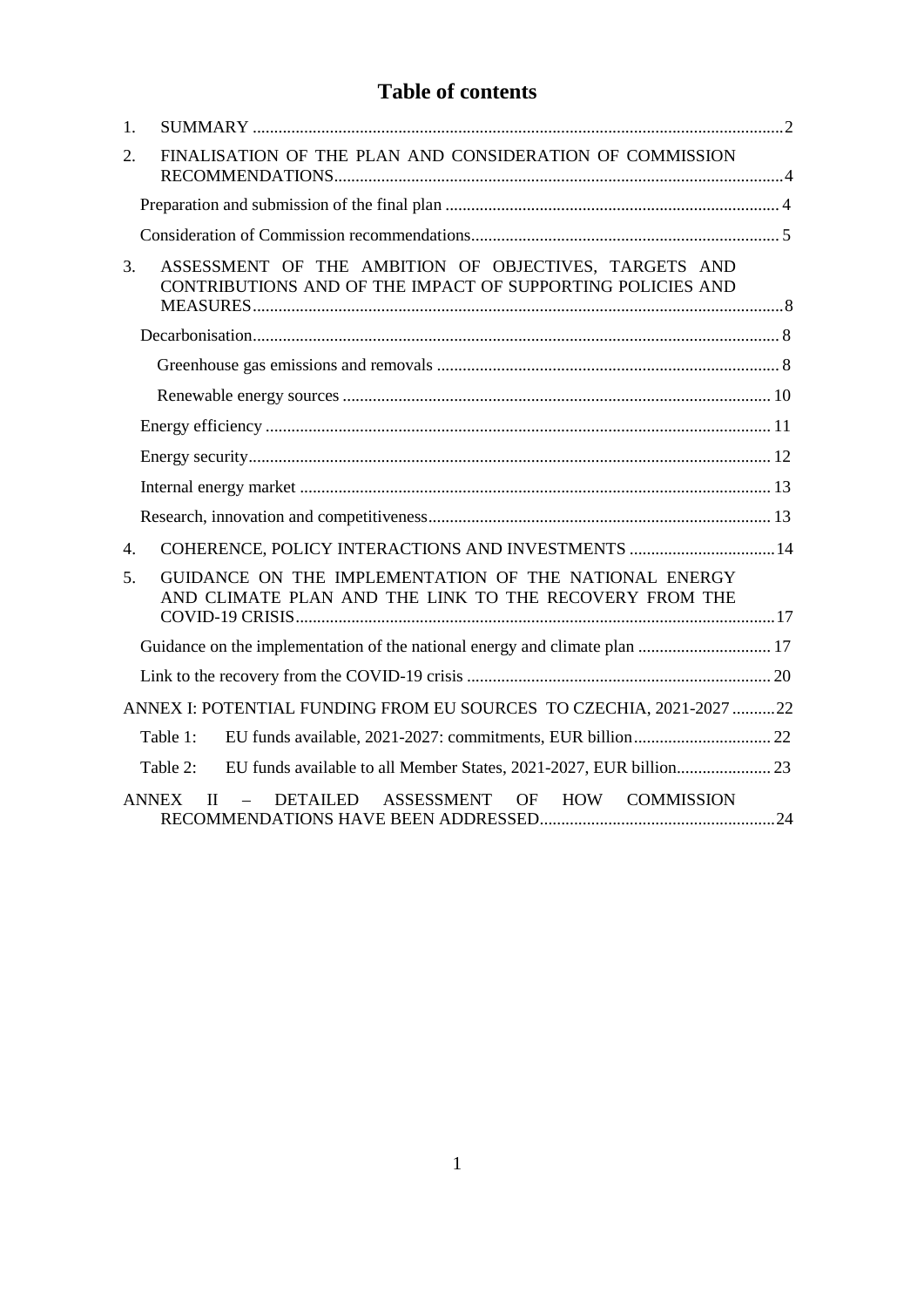# Table of contents

1. SUMMARY ............................................................................................................2
2. FINALISATION OF THE PLAN AND CONSIDERATION OF COMMISSION RECOMMENDATIONS.........................................................................................4
   - Preparation and submission of the final plan ............................................................ 4
   - Consideration of Commission recommendations...................................................... 5
3. ASSESSMENT OF THE AMBITION OF OBJECTIVES, TARGETS AND CONTRIBUTIONS AND OF THE IMPACT OF SUPPORTING POLICIES AND MEASURES...........................................................................................................8
   - Decarbonisation......................................................................................................... 8
     - Greenhouse gas emissions and removals .............................................................. 8
     - Renewable energy sources .................................................................................. 10
   - Energy efficiency .................................................................................................... 11
   - Energy security........................................................................................................ 12
   - Internal energy market ............................................................................................ 13
   - Research, innovation and competitiveness.............................................................. 13
4. COHERENCE, POLICY INTERACTIONS AND INVESTMENTS .................................14
5. GUIDANCE ON THE IMPLEMENTATION OF THE NATIONAL ENERGY AND CLIMATE PLAN AND THE LINK TO THE RECOVERY FROM THE COVID-19 CRISIS...............................................................................................................17
   - Guidance on the implementation of the national energy and climate plan ............................... 17
   - Link to the recovery from the COVID-19 crisis ...................................................................... 20

ANNEX I: POTENTIAL FUNDING FROM EU SOURCES TO CZECHIA, 2021-2027 ..........22

- Table 1: EU funds available, 2021-2027: commitments, EUR billion................................ 22
- Table 2: EU funds available to all Member States, 2021-2027, EUR billion...................... 23

ANNEX II – DETAILED ASSESSMENT OF HOW COMMISSION RECOMMENDATIONS HAVE BEEN ADDRESSED......................................................24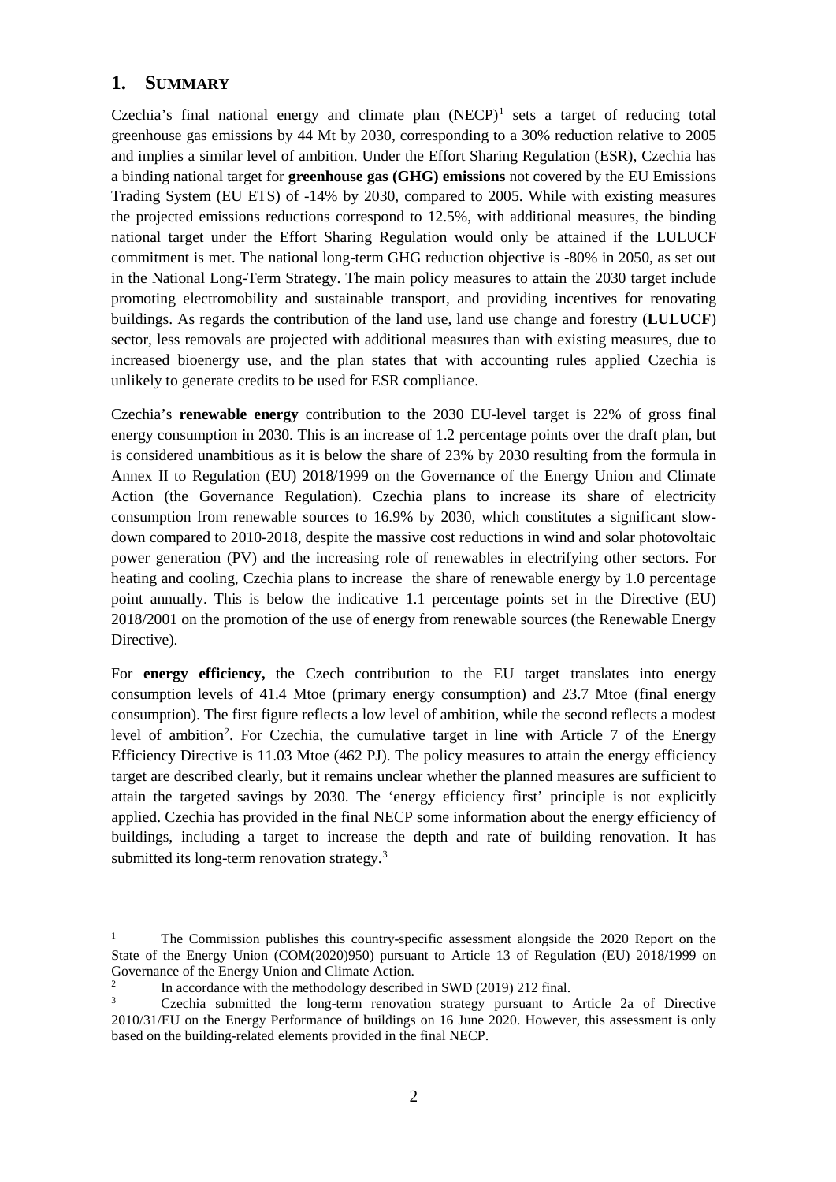# 1. SUMMARY

Czechia's final national energy and climate plan (NECP)[1] sets a target of reducing total greenhouse gas emissions by 44 Mt by 2030, corresponding to a 30% reduction relative to 2005 and implies a similar level of ambition. Under the Effort Sharing Regulation (ESR), Czechia has a binding national target for **greenhouse gas (GHG) emissions** not covered by the EU Emissions Trading System (EU ETS) of -14% by 2030, compared to 2005. While with existing measures the projected emissions reductions correspond to 12.5%, with additional measures, the binding national target under the Effort Sharing Regulation would only be attained if the LULUCF commitment is met. The national long-term GHG reduction objective is -80% in 2050, as set out in the National Long-Term Strategy. The main policy measures to attain the 2030 target include promoting electromobility and sustainable transport, and providing incentives for renovating buildings. As regards the contribution of the land use, land use change and forestry (**LULUCF**) sector, less removals are projected with additional measures than with existing measures, due to increased bioenergy use, and the plan states that with accounting rules applied Czechia is unlikely to generate credits to be used for ESR compliance.

Czechia's **renewable energy** contribution to the 2030 EU-level target is 22% of gross final energy consumption in 2030. This is an increase of 1.2 percentage points over the draft plan, but is considered unambitious as it is below the share of 23% by 2030 resulting from the formula in Annex II to Regulation (EU) 2018/1999 on the Governance of the Energy Union and Climate Action (the Governance Regulation). Czechia plans to increase its share of electricity consumption from renewable sources to 16.9% by 2030, which constitutes a significant slow-down compared to 2010-2018, despite the massive cost reductions in wind and solar photovoltaic power generation (PV) and the increasing role of renewables in electrifying other sectors. For heating and cooling, Czechia plans to increase the share of renewable energy by 1.0 percentage point annually. This is below the indicative 1.1 percentage points set in the Directive (EU) 2018/2001 on the promotion of the use of energy from renewable sources (the Renewable Energy Directive).

For **energy efficiency,** the Czech contribution to the EU target translates into energy consumption levels of 41.4 Mtoe (primary energy consumption) and 23.7 Mtoe (final energy consumption). The first figure reflects a low level of ambition, while the second reflects a modest level of ambition[2]. For Czechia, the cumulative target in line with Article 7 of the Energy Efficiency Directive is 11.03 Mtoe (462 PJ). The policy measures to attain the energy efficiency target are described clearly, but it remains unclear whether the planned measures are sufficient to attain the targeted savings by 2030. The 'energy efficiency first' principle is not explicitly applied. Czechia has provided in the final NECP some information about the energy efficiency of buildings, including a target to increase the depth and rate of building renovation. It has submitted its long-term renovation strategy.[3]

---

[1] The Commission publishes this country-specific assessment alongside the 2020 Report on the State of the Energy Union (COM(2020)950) pursuant to Article 13 of Regulation (EU) 2018/1999 on Governance of the Energy Union and Climate Action.

[2] In accordance with the methodology described in SWD (2019) 212 final.

[3] Czechia submitted the long-term renovation strategy pursuant to Article 2a of Directive 2010/31/EU on the Energy Performance of buildings on 16 June 2020. However, this assessment is only based on the building-related elements provided in the final NECP.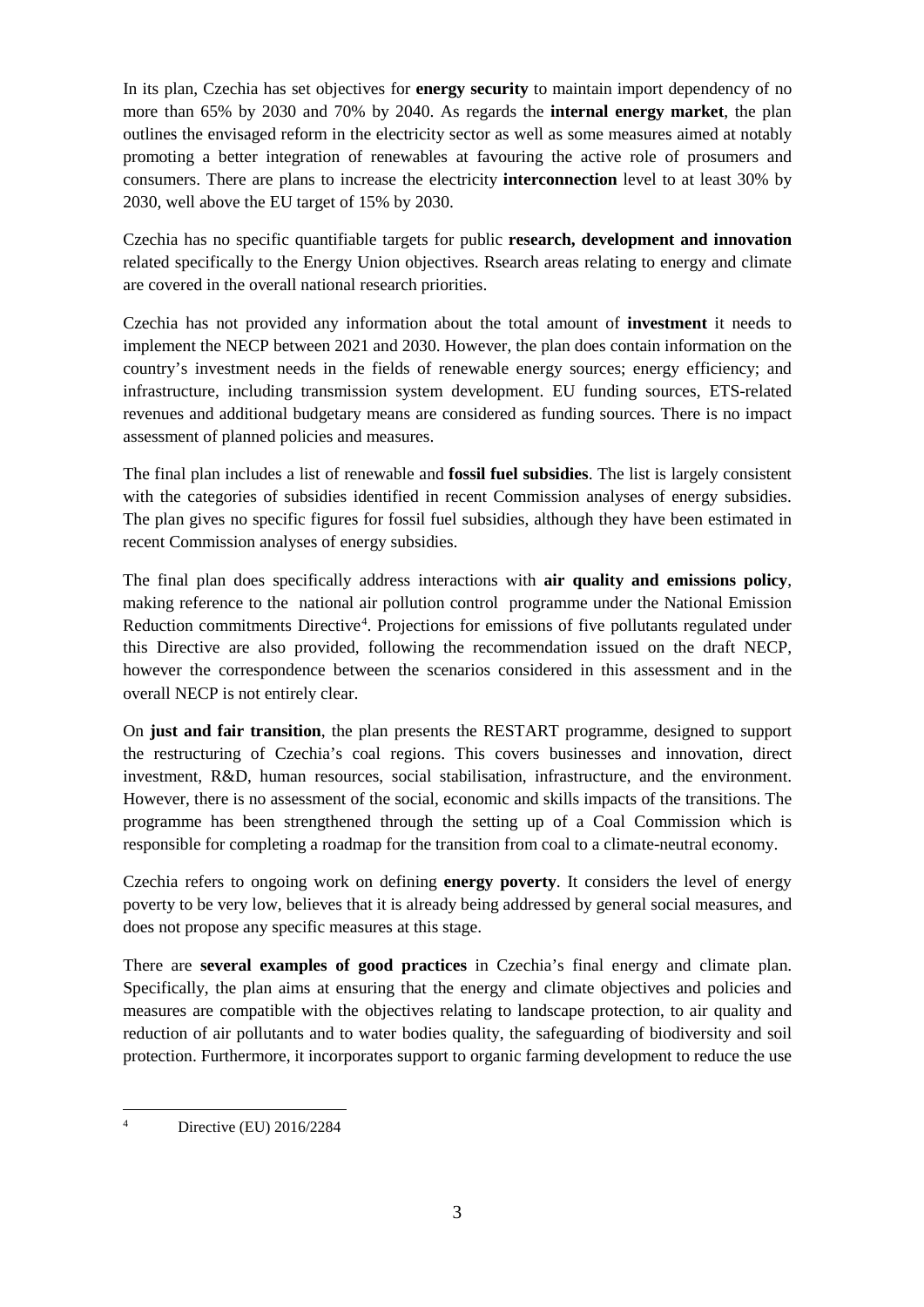In its plan, Czechia has set objectives for **energy security** to maintain import dependency of no more than 65% by 2030 and 70% by 2040. As regards the **internal energy market**, the plan outlines the envisaged reform in the electricity sector as well as some measures aimed at notably promoting a better integration of renewables at favouring the active role of prosumers and consumers. There are plans to increase the electricity **interconnection** level to at least 30% by 2030, well above the EU target of 15% by 2030.

Czechia has no specific quantifiable targets for public **research, development and innovation** related specifically to the Energy Union objectives. Rsearch areas relating to energy and climate are covered in the overall national research priorities.

Czechia has not provided any information about the total amount of **investment** it needs to implement the NECP between 2021 and 2030. However, the plan does contain information on the country's investment needs in the fields of renewable energy sources; energy efficiency; and infrastructure, including transmission system development. EU funding sources, ETS-related revenues and additional budgetary means are considered as funding sources. There is no impact assessment of planned policies and measures.

The final plan includes a list of renewable and **fossil fuel subsidies**. The list is largely consistent with the categories of subsidies identified in recent Commission analyses of energy subsidies. The plan gives no specific figures for fossil fuel subsidies, although they have been estimated in recent Commission analyses of energy subsidies.

The final plan does specifically address interactions with **air quality and emissions policy**, making reference to the national air pollution control programme under the National Emission Reduction commitments Directive[4]. Projections for emissions of five pollutants regulated under this Directive are also provided, following the recommendation issued on the draft NECP, however the correspondence between the scenarios considered in this assessment and in the overall NECP is not entirely clear.

On **just and fair transition**, the plan presents the RESTART programme, designed to support the restructuring of Czechia's coal regions. This covers businesses and innovation, direct investment, R&D, human resources, social stabilisation, infrastructure, and the environment. However, there is no assessment of the social, economic and skills impacts of the transitions. The programme has been strengthened through the setting up of a Coal Commission which is responsible for completing a roadmap for the transition from coal to a climate-neutral economy.

Czechia refers to ongoing work on defining **energy poverty**. It considers the level of energy poverty to be very low, believes that it is already being addressed by general social measures, and does not propose any specific measures at this stage.

There are **several examples of good practices** in Czechia's final energy and climate plan. Specifically, the plan aims at ensuring that the energy and climate objectives and policies and measures are compatible with the objectives relating to landscape protection, to air quality and reduction of air pollutants and to water bodies quality, the safeguarding of biodiversity and soil protection. Furthermore, it incorporates support to organic farming development to reduce the use

[4] Directive (EU) 2016/2284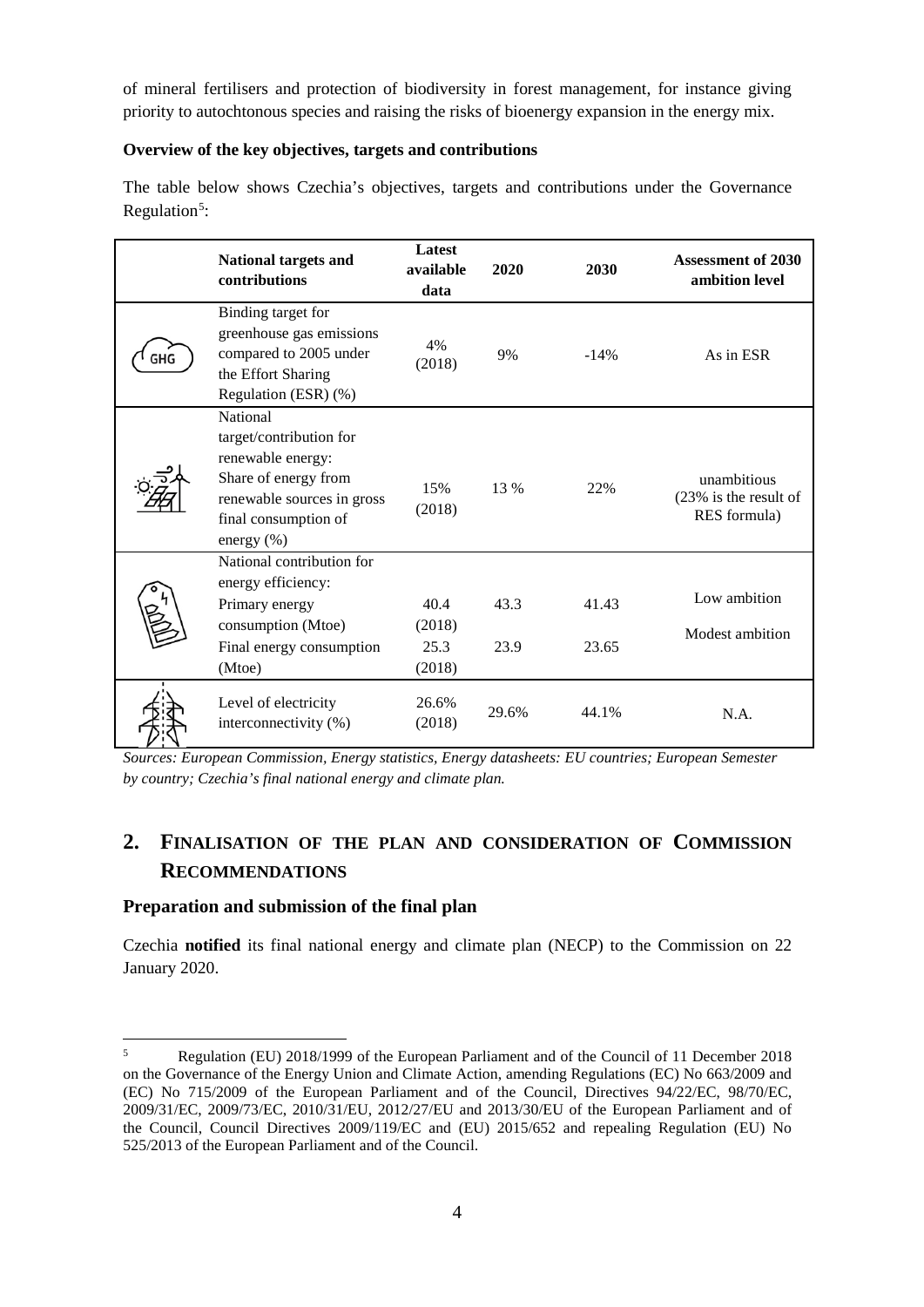of mineral fertilisers and protection of biodiversity in forest management, for instance giving priority to autochtonous species and raising the risks of bioenergy expansion in the energy mix.

**Overview of the key objectives, targets and contributions**

The table below shows Czechia's objectives, targets and contributions under the Governance Regulation[5]:

| | **National targets and contributions** | **Latest available data** | **2020** | **2030** | **Assessment of 2030 ambition level** |
|---|---|---|---|---|---|
| GHG | Binding target for greenhouse gas emissions compared to 2005 under the Effort Sharing Regulation (ESR) (%) | 4% (2018) | 9% | -14% | As in ESR |
| | National target/contribution for renewable energy: Share of energy from renewable sources in gross final consumption of energy (%) | 15% (2018) | 13 % | 22% | unambitious (23% is the result of RES formula) |
| | National contribution for energy efficiency: Primary energy consumption (Mtoe) | 40.4 (2018) | 43.3 | 41.43 | Low ambition |
| | Final energy consumption (Mtoe) | 25.3 (2018) | 23.9 | 23.65 | Modest ambition |
| | Level of electricity interconnectivity (%) | 26.6% (2018) | 29.6% | 44.1% | N.A. |

*Sources: European Commission, Energy statistics, Energy datasheets: EU countries; European Semester by country; Czechia's final national energy and climate plan.*

## 2. Finalisation of the plan and consideration of Commission Recommendations

### Preparation and submission of the final plan

Czechia **notified** its final national energy and climate plan (NECP) to the Commission on 22 January 2020.

[5] Regulation (EU) 2018/1999 of the European Parliament and of the Council of 11 December 2018 on the Governance of the Energy Union and Climate Action, amending Regulations (EC) No 663/2009 and (EC) No 715/2009 of the European Parliament and of the Council, Directives 94/22/EC, 98/70/EC, 2009/31/EC, 2009/73/EC, 2010/31/EU, 2012/27/EU and 2013/30/EU of the European Parliament and of the Council, Council Directives 2009/119/EC and (EU) 2015/652 and repealing Regulation (EU) No 525/2013 of the European Parliament and of the Council.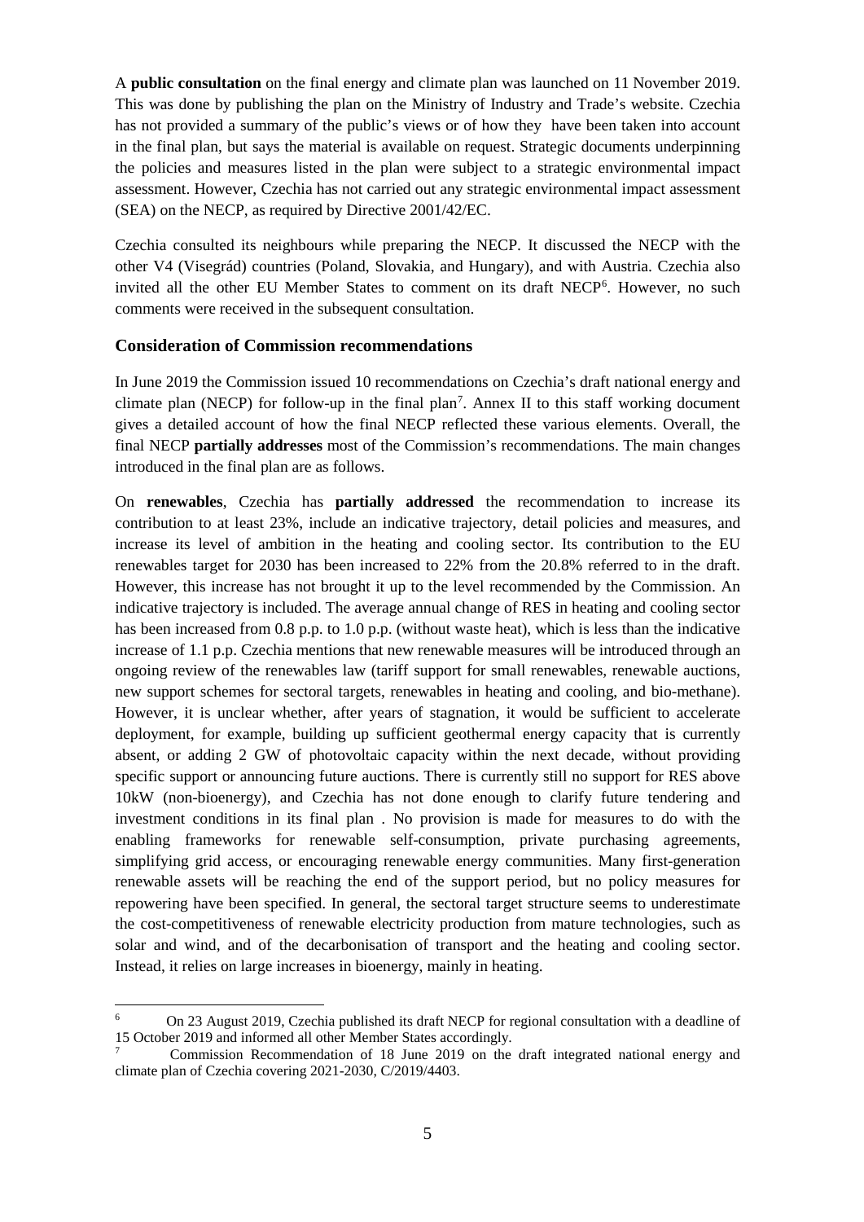A **public consultation** on the final energy and climate plan was launched on 11 November 2019. This was done by publishing the plan on the Ministry of Industry and Trade's website. Czechia has not provided a summary of the public's views or of how they have been taken into account in the final plan, but says the material is available on request. Strategic documents underpinning the policies and measures listed in the plan were subject to a strategic environmental impact assessment. However, Czechia has not carried out any strategic environmental impact assessment (SEA) on the NECP, as required by Directive 2001/42/EC.

Czechia consulted its neighbours while preparing the NECP. It discussed the NECP with the other V4 (Visegrád) countries (Poland, Slovakia, and Hungary), and with Austria. Czechia also invited all the other EU Member States to comment on its draft NECP[6]. However, no such comments were received in the subsequent consultation.

### Consideration of Commission recommendations

In June 2019 the Commission issued 10 recommendations on Czechia's draft national energy and climate plan (NECP) for follow-up in the final plan[7]. Annex II to this staff working document gives a detailed account of how the final NECP reflected these various elements. Overall, the final NECP **partially addresses** most of the Commission's recommendations. The main changes introduced in the final plan are as follows.

On **renewables**, Czechia has **partially addressed** the recommendation to increase its contribution to at least 23%, include an indicative trajectory, detail policies and measures, and increase its level of ambition in the heating and cooling sector. Its contribution to the EU renewables target for 2030 has been increased to 22% from the 20.8% referred to in the draft. However, this increase has not brought it up to the level recommended by the Commission. An indicative trajectory is included. The average annual change of RES in heating and cooling sector has been increased from 0.8 p.p. to 1.0 p.p. (without waste heat), which is less than the indicative increase of 1.1 p.p. Czechia mentions that new renewable measures will be introduced through an ongoing review of the renewables law (tariff support for small renewables, renewable auctions, new support schemes for sectoral targets, renewables in heating and cooling, and bio-methane). However, it is unclear whether, after years of stagnation, it would be sufficient to accelerate deployment, for example, building up sufficient geothermal energy capacity that is currently absent, or adding 2 GW of photovoltaic capacity within the next decade, without providing specific support or announcing future auctions. There is currently still no support for RES above 10kW (non-bioenergy), and Czechia has not done enough to clarify future tendering and investment conditions in its final plan . No provision is made for measures to do with the enabling frameworks for renewable self-consumption, private purchasing agreements, simplifying grid access, or encouraging renewable energy communities. Many first-generation renewable assets will be reaching the end of the support period, but no policy measures for repowering have been specified. In general, the sectoral target structure seems to underestimate the cost-competitiveness of renewable electricity production from mature technologies, such as solar and wind, and of the decarbonisation of transport and the heating and cooling sector. Instead, it relies on large increases in bioenergy, mainly in heating.

---

[6] On 23 August 2019, Czechia published its draft NECP for regional consultation with a deadline of 15 October 2019 and informed all other Member States accordingly.

[7] Commission Recommendation of 18 June 2019 on the draft integrated national energy and climate plan of Czechia covering 2021-2030, C/2019/4403.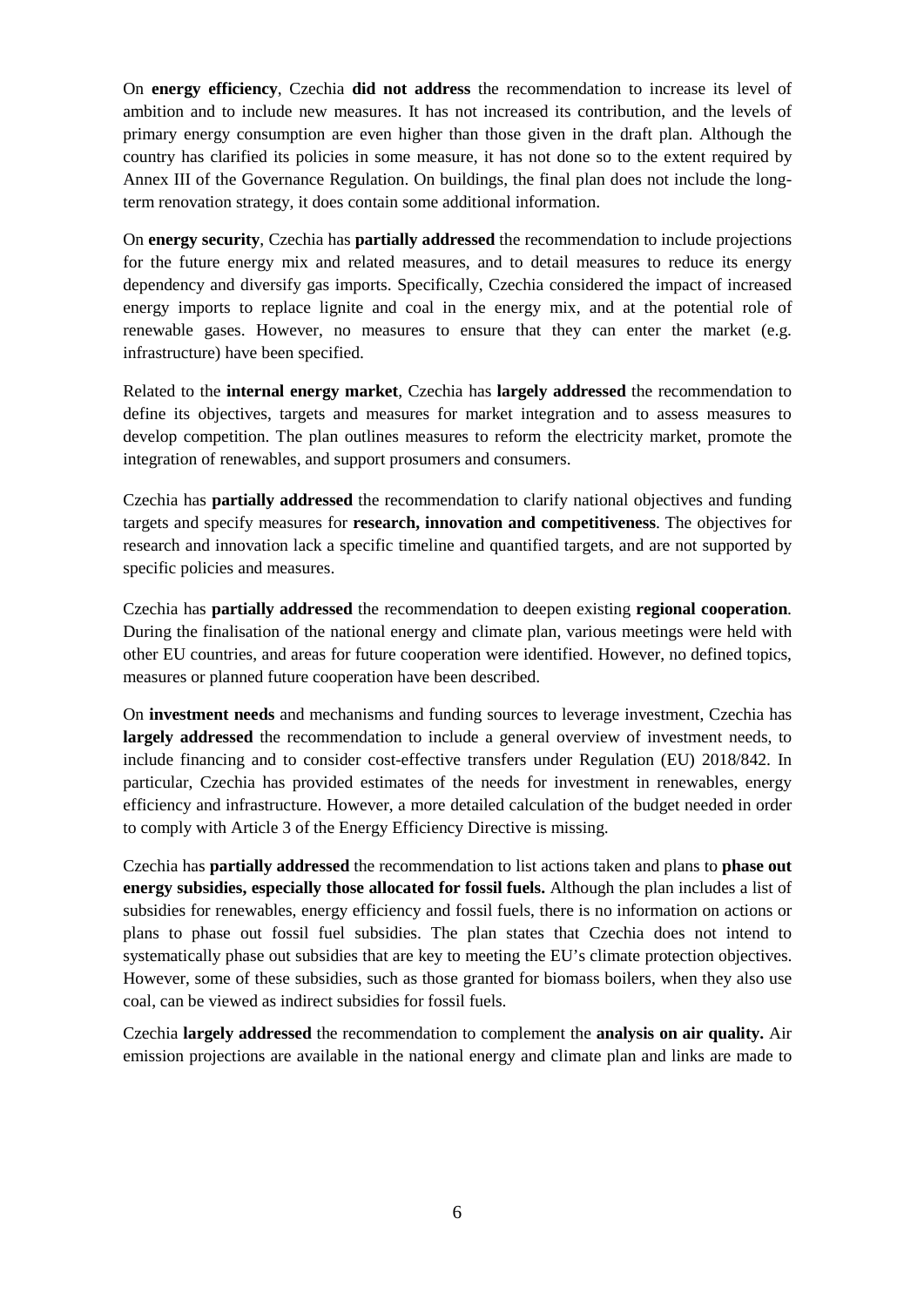On **energy efficiency**, Czechia **did not address** the recommendation to increase its level of ambition and to include new measures. It has not increased its contribution, and the levels of primary energy consumption are even higher than those given in the draft plan. Although the country has clarified its policies in some measure, it has not done so to the extent required by Annex III of the Governance Regulation. On buildings, the final plan does not include the long-term renovation strategy, it does contain some additional information.

On **energy security**, Czechia has **partially addressed** the recommendation to include projections for the future energy mix and related measures, and to detail measures to reduce its energy dependency and diversify gas imports. Specifically, Czechia considered the impact of increased energy imports to replace lignite and coal in the energy mix, and at the potential role of renewable gases. However, no measures to ensure that they can enter the market (e.g. infrastructure) have been specified.

Related to the **internal energy market**, Czechia has **largely addressed** the recommendation to define its objectives, targets and measures for market integration and to assess measures to develop competition. The plan outlines measures to reform the electricity market, promote the integration of renewables, and support prosumers and consumers.

Czechia has **partially addressed** the recommendation to clarify national objectives and funding targets and specify measures for **research, innovation and competitiveness**. The objectives for research and innovation lack a specific timeline and quantified targets, and are not supported by specific policies and measures.

Czechia has **partially addressed** the recommendation to deepen existing **regional cooperation**. During the finalisation of the national energy and climate plan, various meetings were held with other EU countries, and areas for future cooperation were identified. However, no defined topics, measures or planned future cooperation have been described.

On **investment needs** and mechanisms and funding sources to leverage investment, Czechia has **largely addressed** the recommendation to include a general overview of investment needs, to include financing and to consider cost-effective transfers under Regulation (EU) 2018/842. In particular, Czechia has provided estimates of the needs for investment in renewables, energy efficiency and infrastructure. However, a more detailed calculation of the budget needed in order to comply with Article 3 of the Energy Efficiency Directive is missing.

Czechia has **partially addressed** the recommendation to list actions taken and plans to **phase out energy subsidies, especially those allocated for fossil fuels.** Although the plan includes a list of subsidies for renewables, energy efficiency and fossil fuels, there is no information on actions or plans to phase out fossil fuel subsidies. The plan states that Czechia does not intend to systematically phase out subsidies that are key to meeting the EU's climate protection objectives. However, some of these subsidies, such as those granted for biomass boilers, when they also use coal, can be viewed as indirect subsidies for fossil fuels.

Czechia **largely addressed** the recommendation to complement the **analysis on air quality.** Air emission projections are available in the national energy and climate plan and links are made to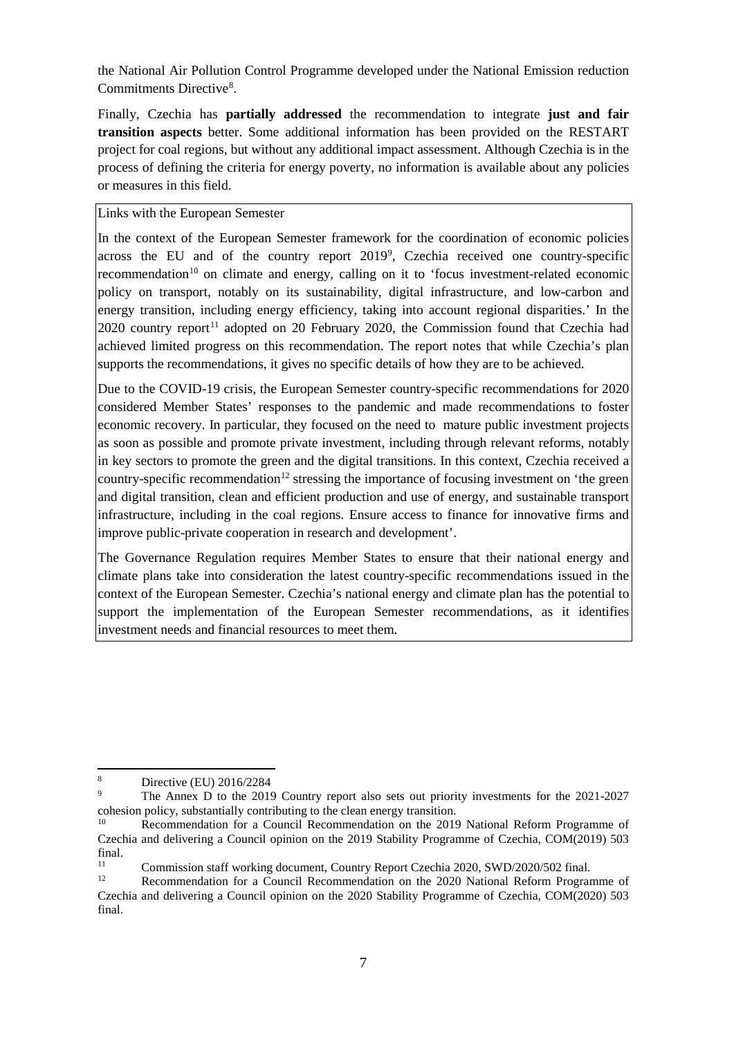the National Air Pollution Control Programme developed under the National Emission reduction Commitments Directive[8].

Finally, Czechia has **partially addressed** the recommendation to integrate **just and fair transition aspects** better. Some additional information has been provided on the RESTART project for coal regions, but without any additional impact assessment. Although Czechia is in the process of defining the criteria for energy poverty, no information is available about any policies or measures in this field.

Links with the European Semester

In the context of the European Semester framework for the coordination of economic policies across the EU and of the country report 2019[9], Czechia received one country-specific recommendation[10] on climate and energy, calling on it to 'focus investment-related economic policy on transport, notably on its sustainability, digital infrastructure, and low-carbon and energy transition, including energy efficiency, taking into account regional disparities.' In the 2020 country report[11] adopted on 20 February 2020, the Commission found that Czechia had achieved limited progress on this recommendation. The report notes that while Czechia's plan supports the recommendations, it gives no specific details of how they are to be achieved.

Due to the COVID-19 crisis, the European Semester country-specific recommendations for 2020 considered Member States' responses to the pandemic and made recommendations to foster economic recovery. In particular, they focused on the need to mature public investment projects as soon as possible and promote private investment, including through relevant reforms, notably in key sectors to promote the green and the digital transitions. In this context, Czechia received a country-specific recommendation[12] stressing the importance of focusing investment on 'the green and digital transition, clean and efficient production and use of energy, and sustainable transport infrastructure, including in the coal regions. Ensure access to finance for innovative firms and improve public-private cooperation in research and development'.

The Governance Regulation requires Member States to ensure that their national energy and climate plans take into consideration the latest country-specific recommendations issued in the context of the European Semester. Czechia's national energy and climate plan has the potential to support the implementation of the European Semester recommendations, as it identifies investment needs and financial resources to meet them.

---

[8] Directive (EU) 2016/2284

[9] The Annex D to the 2019 Country report also sets out priority investments for the 2021-2027 cohesion policy, substantially contributing to the clean energy transition.

[10] Recommendation for a Council Recommendation on the 2019 National Reform Programme of Czechia and delivering a Council opinion on the 2019 Stability Programme of Czechia, COM(2019) 503 final.

[11] Commission staff working document, Country Report Czechia 2020, SWD/2020/502 final.

[12] Recommendation for a Council Recommendation on the 2020 National Reform Programme of Czechia and delivering a Council opinion on the 2020 Stability Programme of Czechia, COM(2020) 503 final.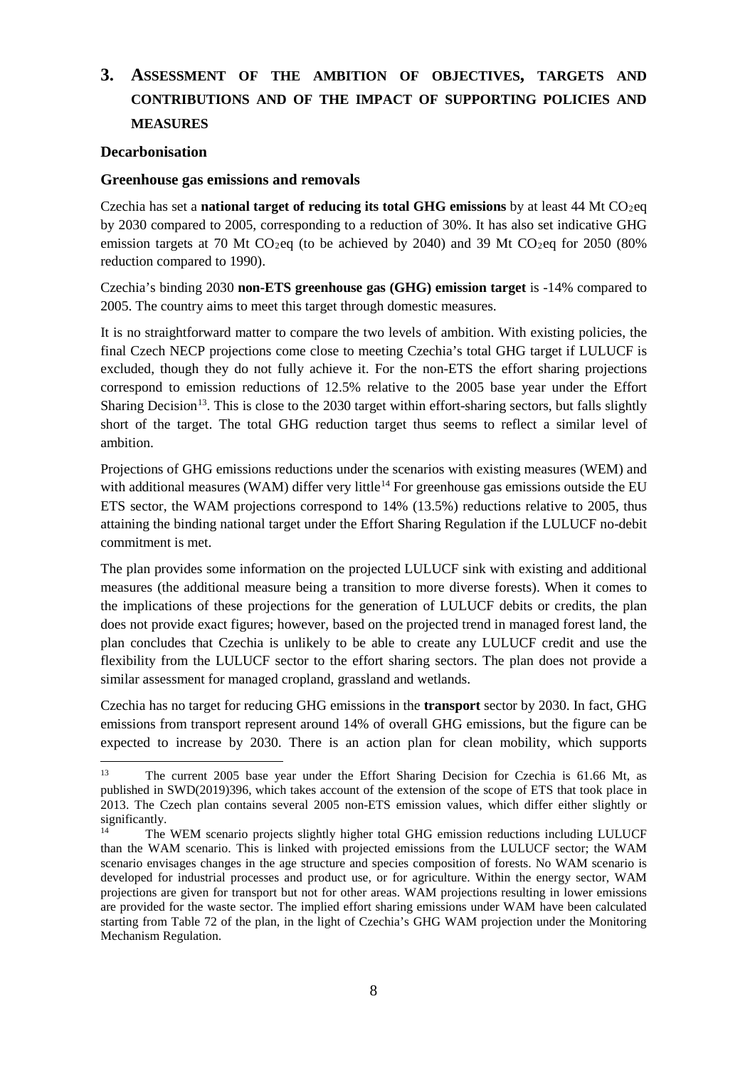# 3. ASSESSMENT OF THE AMBITION OF OBJECTIVES, TARGETS AND CONTRIBUTIONS AND OF THE IMPACT OF SUPPORTING POLICIES AND MEASURES

## Decarbonisation

### Greenhouse gas emissions and removals

Czechia has set a **national target of reducing its total GHG emissions** by at least 44 Mt $CO_2$eq by 2030 compared to 2005, corresponding to a reduction of 30%. It has also set indicative GHG emission targets at 70 Mt $CO_2$eq (to be achieved by 2040) and 39 Mt $CO_2$eq for 2050 (80% reduction compared to 1990).

Czechia's binding 2030 **non-ETS greenhouse gas (GHG) emission target** is -14% compared to 2005. The country aims to meet this target through domestic measures.

It is no straightforward matter to compare the two levels of ambition. With existing policies, the final Czech NECP projections come close to meeting Czechia's total GHG target if LULUCF is excluded, though they do not fully achieve it. For the non-ETS the effort sharing projections correspond to emission reductions of 12.5% relative to the 2005 base year under the Effort Sharing Decision[13]. This is close to the 2030 target within effort-sharing sectors, but falls slightly short of the target. The total GHG reduction target thus seems to reflect a similar level of ambition.

Projections of GHG emissions reductions under the scenarios with existing measures (WEM) and with additional measures (WAM) differ very little[14] For greenhouse gas emissions outside the EU ETS sector, the WAM projections correspond to 14% (13.5%) reductions relative to 2005, thus attaining the binding national target under the Effort Sharing Regulation if the LULUCF no-debit commitment is met.

The plan provides some information on the projected LULUCF sink with existing and additional measures (the additional measure being a transition to more diverse forests). When it comes to the implications of these projections for the generation of LULUCF debits or credits, the plan does not provide exact figures; however, based on the projected trend in managed forest land, the plan concludes that Czechia is unlikely to be able to create any LULUCF credit and use the flexibility from the LULUCF sector to the effort sharing sectors. The plan does not provide a similar assessment for managed cropland, grassland and wetlands.

Czechia has no target for reducing GHG emissions in the **transport** sector by 2030. In fact, GHG emissions from transport represent around 14% of overall GHG emissions, but the figure can be expected to increase by 2030. There is an action plan for clean mobility, which supports

---

[13] The current 2005 base year under the Effort Sharing Decision for Czechia is 61.66 Mt, as published in SWD(2019)396, which takes account of the extension of the scope of ETS that took place in 2013. The Czech plan contains several 2005 non-ETS emission values, which differ either slightly or significantly.

[14] The WEM scenario projects slightly higher total GHG emission reductions including LULUCF than the WAM scenario. This is linked with projected emissions from the LULUCF sector; the WAM scenario envisages changes in the age structure and species composition of forests. No WAM scenario is developed for industrial processes and product use, or for agriculture. Within the energy sector, WAM projections are given for transport but not for other areas. WAM projections resulting in lower emissions are provided for the waste sector. The implied effort sharing emissions under WAM have been calculated starting from Table 72 of the plan, in the light of Czechia's GHG WAM projection under the Monitoring Mechanism Regulation.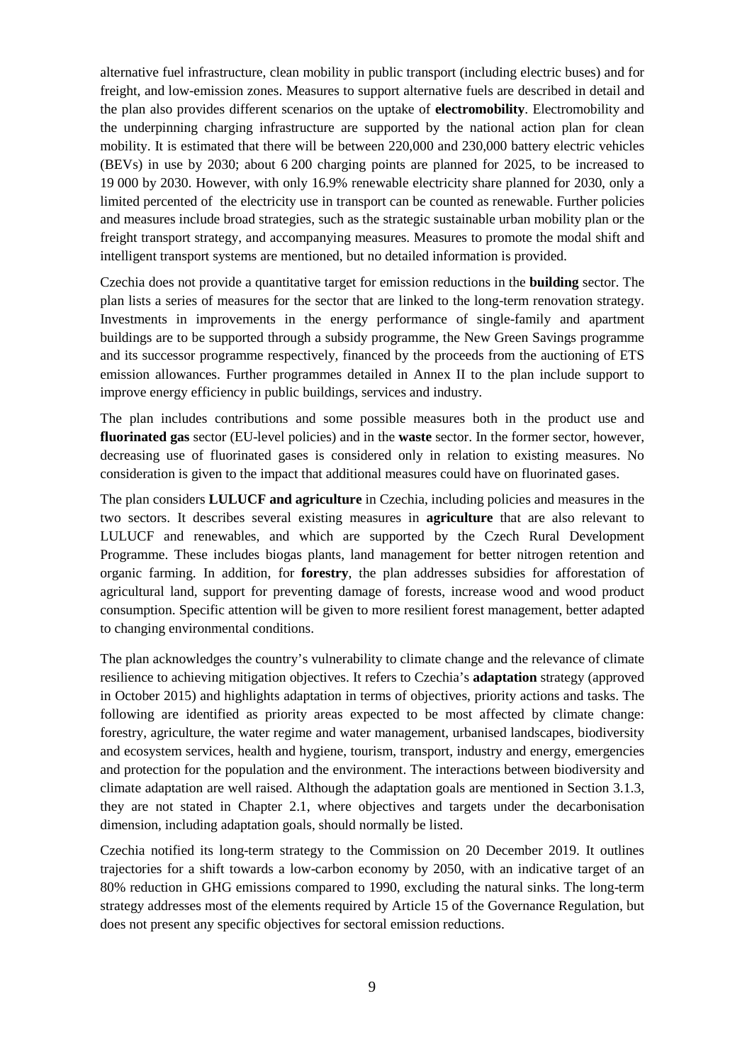alternative fuel infrastructure, clean mobility in public transport (including electric buses) and for freight, and low-emission zones. Measures to support alternative fuels are described in detail and the plan also provides different scenarios on the uptake of **electromobility**. Electromobility and the underpinning charging infrastructure are supported by the national action plan for clean mobility. It is estimated that there will be between 220,000 and 230,000 battery electric vehicles (BEVs) in use by 2030; about 6 200 charging points are planned for 2025, to be increased to 19 000 by 2030. However, with only 16.9% renewable electricity share planned for 2030, only a limited percented of the electricity use in transport can be counted as renewable. Further policies and measures include broad strategies, such as the strategic sustainable urban mobility plan or the freight transport strategy, and accompanying measures. Measures to promote the modal shift and intelligent transport systems are mentioned, but no detailed information is provided.

Czechia does not provide a quantitative target for emission reductions in the **building** sector. The plan lists a series of measures for the sector that are linked to the long-term renovation strategy. Investments in improvements in the energy performance of single-family and apartment buildings are to be supported through a subsidy programme, the New Green Savings programme and its successor programme respectively, financed by the proceeds from the auctioning of ETS emission allowances. Further programmes detailed in Annex II to the plan include support to improve energy efficiency in public buildings, services and industry.

The plan includes contributions and some possible measures both in the product use and **fluorinated gas** sector (EU-level policies) and in the **waste** sector. In the former sector, however, decreasing use of fluorinated gases is considered only in relation to existing measures. No consideration is given to the impact that additional measures could have on fluorinated gases.

The plan considers **LULUCF and agriculture** in Czechia, including policies and measures in the two sectors. It describes several existing measures in **agriculture** that are also relevant to LULUCF and renewables, and which are supported by the Czech Rural Development Programme. These includes biogas plants, land management for better nitrogen retention and organic farming. In addition, for **forestry**, the plan addresses subsidies for afforestation of agricultural land, support for preventing damage of forests, increase wood and wood product consumption. Specific attention will be given to more resilient forest management, better adapted to changing environmental conditions.

The plan acknowledges the country's vulnerability to climate change and the relevance of climate resilience to achieving mitigation objectives. It refers to Czechia's **adaptation** strategy (approved in October 2015) and highlights adaptation in terms of objectives, priority actions and tasks. The following are identified as priority areas expected to be most affected by climate change: forestry, agriculture, the water regime and water management, urbanised landscapes, biodiversity and ecosystem services, health and hygiene, tourism, transport, industry and energy, emergencies and protection for the population and the environment. The interactions between biodiversity and climate adaptation are well raised. Although the adaptation goals are mentioned in Section 3.1.3, they are not stated in Chapter 2.1, where objectives and targets under the decarbonisation dimension, including adaptation goals, should normally be listed.

Czechia notified its long-term strategy to the Commission on 20 December 2019. It outlines trajectories for a shift towards a low-carbon economy by 2050, with an indicative target of an 80% reduction in GHG emissions compared to 1990, excluding the natural sinks. The long-term strategy addresses most of the elements required by Article 15 of the Governance Regulation, but does not present any specific objectives for sectoral emission reductions.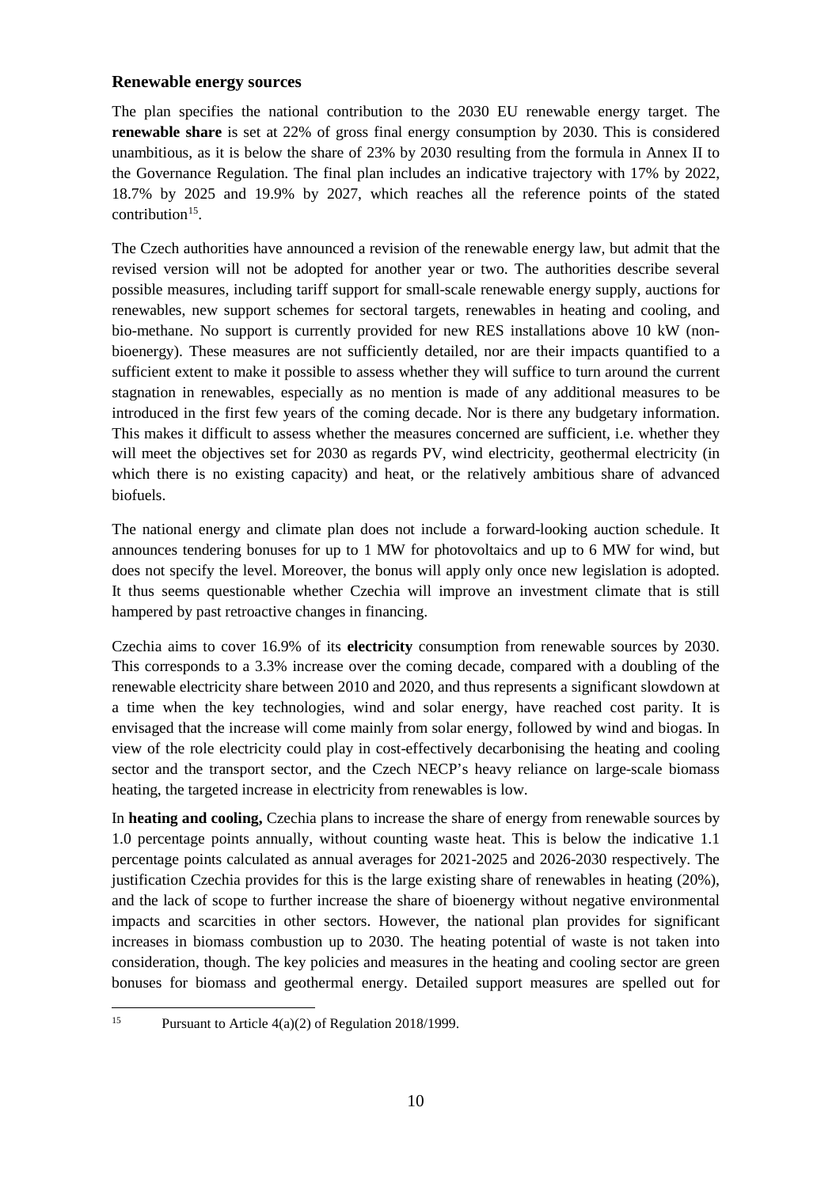### Renewable energy sources

The plan specifies the national contribution to the 2030 EU renewable energy target. The **renewable share** is set at 22% of gross final energy consumption by 2030. This is considered unambitious, as it is below the share of 23% by 2030 resulting from the formula in Annex II to the Governance Regulation. The final plan includes an indicative trajectory with 17% by 2022, 18.7% by 2025 and 19.9% by 2027, which reaches all the reference points of the stated contribution[15].

The Czech authorities have announced a revision of the renewable energy law, but admit that the revised version will not be adopted for another year or two. The authorities describe several possible measures, including tariff support for small-scale renewable energy supply, auctions for renewables, new support schemes for sectoral targets, renewables in heating and cooling, and bio-methane. No support is currently provided for new RES installations above 10 kW (non-bioenergy). These measures are not sufficiently detailed, nor are their impacts quantified to a sufficient extent to make it possible to assess whether they will suffice to turn around the current stagnation in renewables, especially as no mention is made of any additional measures to be introduced in the first few years of the coming decade. Nor is there any budgetary information. This makes it difficult to assess whether the measures concerned are sufficient, i.e. whether they will meet the objectives set for 2030 as regards PV, wind electricity, geothermal electricity (in which there is no existing capacity) and heat, or the relatively ambitious share of advanced biofuels.

The national energy and climate plan does not include a forward-looking auction schedule. It announces tendering bonuses for up to 1 MW for photovoltaics and up to 6 MW for wind, but does not specify the level. Moreover, the bonus will apply only once new legislation is adopted. It thus seems questionable whether Czechia will improve an investment climate that is still hampered by past retroactive changes in financing.

Czechia aims to cover 16.9% of its **electricity** consumption from renewable sources by 2030. This corresponds to a 3.3% increase over the coming decade, compared with a doubling of the renewable electricity share between 2010 and 2020, and thus represents a significant slowdown at a time when the key technologies, wind and solar energy, have reached cost parity. It is envisaged that the increase will come mainly from solar energy, followed by wind and biogas. In view of the role electricity could play in cost-effectively decarbonising the heating and cooling sector and the transport sector, and the Czech NECP's heavy reliance on large-scale biomass heating, the targeted increase in electricity from renewables is low.

In **heating and cooling,** Czechia plans to increase the share of energy from renewable sources by 1.0 percentage points annually, without counting waste heat. This is below the indicative 1.1 percentage points calculated as annual averages for 2021-2025 and 2026-2030 respectively. The justification Czechia provides for this is the large existing share of renewables in heating (20%), and the lack of scope to further increase the share of bioenergy without negative environmental impacts and scarcities in other sectors. However, the national plan provides for significant increases in biomass combustion up to 2030. The heating potential of waste is not taken into consideration, though. The key policies and measures in the heating and cooling sector are green bonuses for biomass and geothermal energy. Detailed support measures are spelled out for

[15] Pursuant to Article 4(a)(2) of Regulation 2018/1999.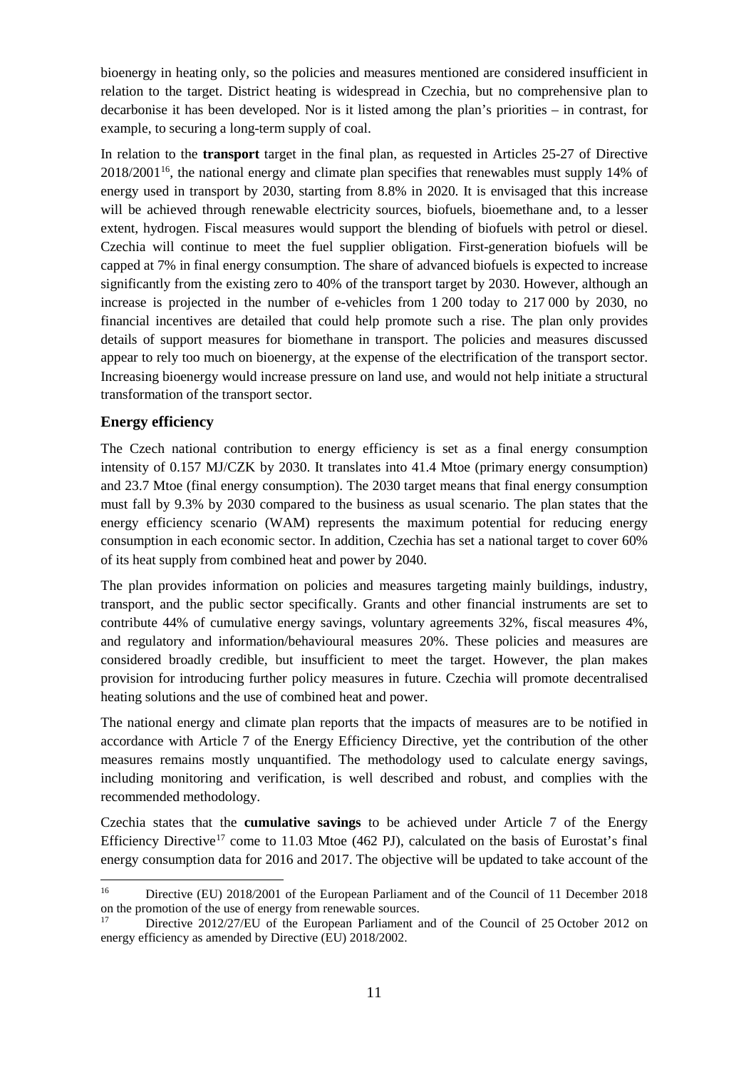bioenergy in heating only, so the policies and measures mentioned are considered insufficient in relation to the target. District heating is widespread in Czechia, but no comprehensive plan to decarbonise it has been developed. Nor is it listed among the plan's priorities – in contrast, for example, to securing a long-term supply of coal.

In relation to the **transport** target in the final plan, as requested in Articles 25-27 of Directive 2018/2001[16], the national energy and climate plan specifies that renewables must supply 14% of energy used in transport by 2030, starting from 8.8% in 2020. It is envisaged that this increase will be achieved through renewable electricity sources, biofuels, bioemethane and, to a lesser extent, hydrogen. Fiscal measures would support the blending of biofuels with petrol or diesel. Czechia will continue to meet the fuel supplier obligation. First-generation biofuels will be capped at 7% in final energy consumption. The share of advanced biofuels is expected to increase significantly from the existing zero to 40% of the transport target by 2030. However, although an increase is projected in the number of e-vehicles from 1 200 today to 217 000 by 2030, no financial incentives are detailed that could help promote such a rise. The plan only provides details of support measures for biomethane in transport. The policies and measures discussed appear to rely too much on bioenergy, at the expense of the electrification of the transport sector. Increasing bioenergy would increase pressure on land use, and would not help initiate a structural transformation of the transport sector.

### Energy efficiency

The Czech national contribution to energy efficiency is set as a final energy consumption intensity of 0.157 MJ/CZK by 2030. It translates into 41.4 Mtoe (primary energy consumption) and 23.7 Mtoe (final energy consumption). The 2030 target means that final energy consumption must fall by 9.3% by 2030 compared to the business as usual scenario. The plan states that the energy efficiency scenario (WAM) represents the maximum potential for reducing energy consumption in each economic sector. In addition, Czechia has set a national target to cover 60% of its heat supply from combined heat and power by 2040.

The plan provides information on policies and measures targeting mainly buildings, industry, transport, and the public sector specifically. Grants and other financial instruments are set to contribute 44% of cumulative energy savings, voluntary agreements 32%, fiscal measures 4%, and regulatory and information/behavioural measures 20%. These policies and measures are considered broadly credible, but insufficient to meet the target. However, the plan makes provision for introducing further policy measures in future. Czechia will promote decentralised heating solutions and the use of combined heat and power.

The national energy and climate plan reports that the impacts of measures are to be notified in accordance with Article 7 of the Energy Efficiency Directive, yet the contribution of the other measures remains mostly unquantified. The methodology used to calculate energy savings, including monitoring and verification, is well described and robust, and complies with the recommended methodology.

Czechia states that the **cumulative savings** to be achieved under Article 7 of the Energy Efficiency Directive[17] come to 11.03 Mtoe (462 PJ), calculated on the basis of Eurostat's final energy consumption data for 2016 and 2017. The objective will be updated to take account of the

---

[16] Directive (EU) 2018/2001 of the European Parliament and of the Council of 11 December 2018 on the promotion of the use of energy from renewable sources.

[17] Directive 2012/27/EU of the European Parliament and of the Council of 25 October 2012 on energy efficiency as amended by Directive (EU) 2018/2002.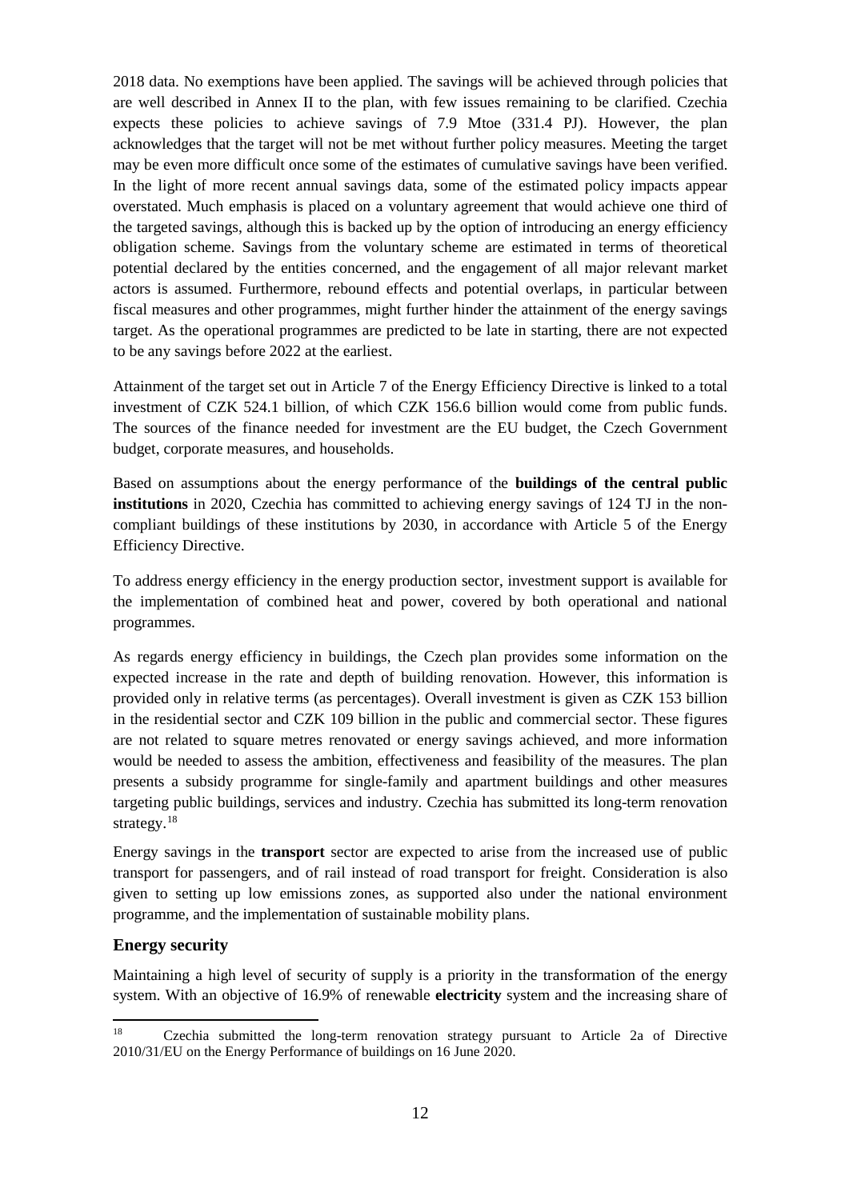2018 data. No exemptions have been applied. The savings will be achieved through policies that are well described in Annex II to the plan, with few issues remaining to be clarified. Czechia expects these policies to achieve savings of 7.9 Mtoe (331.4 PJ). However, the plan acknowledges that the target will not be met without further policy measures. Meeting the target may be even more difficult once some of the estimates of cumulative savings have been verified. In the light of more recent annual savings data, some of the estimated policy impacts appear overstated. Much emphasis is placed on a voluntary agreement that would achieve one third of the targeted savings, although this is backed up by the option of introducing an energy efficiency obligation scheme. Savings from the voluntary scheme are estimated in terms of theoretical potential declared by the entities concerned, and the engagement of all major relevant market actors is assumed. Furthermore, rebound effects and potential overlaps, in particular between fiscal measures and other programmes, might further hinder the attainment of the energy savings target. As the operational programmes are predicted to be late in starting, there are not expected to be any savings before 2022 at the earliest.

Attainment of the target set out in Article 7 of the Energy Efficiency Directive is linked to a total investment of CZK 524.1 billion, of which CZK 156.6 billion would come from public funds. The sources of the finance needed for investment are the EU budget, the Czech Government budget, corporate measures, and households.

Based on assumptions about the energy performance of the **buildings of the central public institutions** in 2020, Czechia has committed to achieving energy savings of 124 TJ in the non-compliant buildings of these institutions by 2030, in accordance with Article 5 of the Energy Efficiency Directive.

To address energy efficiency in the energy production sector, investment support is available for the implementation of combined heat and power, covered by both operational and national programmes.

As regards energy efficiency in buildings, the Czech plan provides some information on the expected increase in the rate and depth of building renovation. However, this information is provided only in relative terms (as percentages). Overall investment is given as CZK 153 billion in the residential sector and CZK 109 billion in the public and commercial sector. These figures are not related to square metres renovated or energy savings achieved, and more information would be needed to assess the ambition, effectiveness and feasibility of the measures. The plan presents a subsidy programme for single-family and apartment buildings and other measures targeting public buildings, services and industry. Czechia has submitted its long-term renovation strategy.[18]

Energy savings in the **transport** sector are expected to arise from the increased use of public transport for passengers, and of rail instead of road transport for freight. Consideration is also given to setting up low emissions zones, as supported also under the national environment programme, and the implementation of sustainable mobility plans.

### Energy security

Maintaining a high level of security of supply is a priority in the transformation of the energy system. With an objective of 16.9% of renewable **electricity** system and the increasing share of

[18] Czechia submitted the long-term renovation strategy pursuant to Article 2a of Directive 2010/31/EU on the Energy Performance of buildings on 16 June 2020.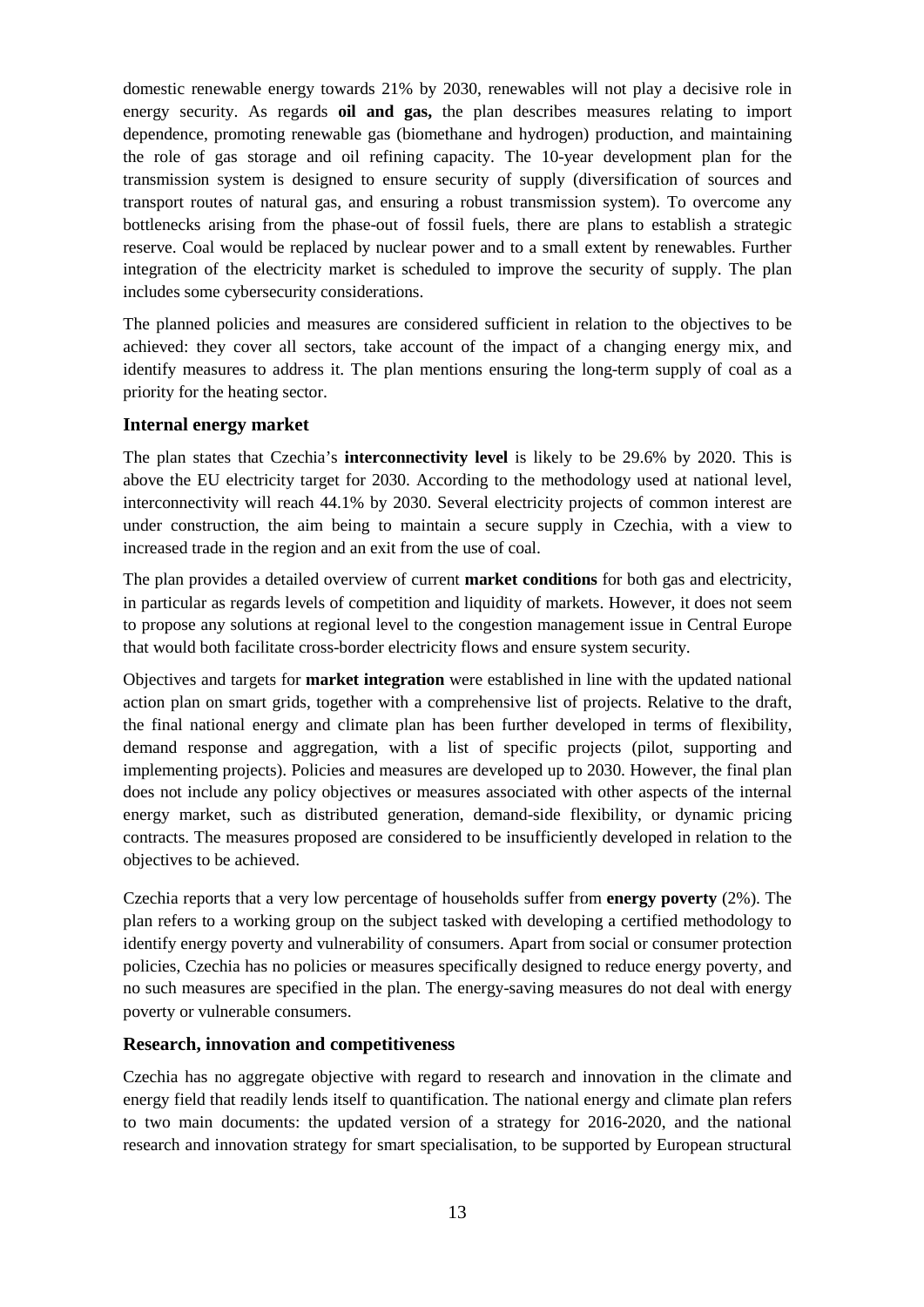domestic renewable energy towards 21% by 2030, renewables will not play a decisive role in energy security. As regards **oil and gas,** the plan describes measures relating to import dependence, promoting renewable gas (biomethane and hydrogen) production, and maintaining the role of gas storage and oil refining capacity. The 10-year development plan for the transmission system is designed to ensure security of supply (diversification of sources and transport routes of natural gas, and ensuring a robust transmission system). To overcome any bottlenecks arising from the phase-out of fossil fuels, there are plans to establish a strategic reserve. Coal would be replaced by nuclear power and to a small extent by renewables. Further integration of the electricity market is scheduled to improve the security of supply. The plan includes some cybersecurity considerations.

The planned policies and measures are considered sufficient in relation to the objectives to be achieved: they cover all sectors, take account of the impact of a changing energy mix, and identify measures to address it. The plan mentions ensuring the long-term supply of coal as a priority for the heating sector.

### Internal energy market

The plan states that Czechia's **interconnectivity level** is likely to be 29.6% by 2020. This is above the EU electricity target for 2030. According to the methodology used at national level, interconnectivity will reach 44.1% by 2030. Several electricity projects of common interest are under construction, the aim being to maintain a secure supply in Czechia, with a view to increased trade in the region and an exit from the use of coal.

The plan provides a detailed overview of current **market conditions** for both gas and electricity, in particular as regards levels of competition and liquidity of markets. However, it does not seem to propose any solutions at regional level to the congestion management issue in Central Europe that would both facilitate cross-border electricity flows and ensure system security.

Objectives and targets for **market integration** were established in line with the updated national action plan on smart grids, together with a comprehensive list of projects. Relative to the draft, the final national energy and climate plan has been further developed in terms of flexibility, demand response and aggregation, with a list of specific projects (pilot, supporting and implementing projects). Policies and measures are developed up to 2030. However, the final plan does not include any policy objectives or measures associated with other aspects of the internal energy market, such as distributed generation, demand-side flexibility, or dynamic pricing contracts. The measures proposed are considered to be insufficiently developed in relation to the objectives to be achieved.

Czechia reports that a very low percentage of households suffer from **energy poverty** (2%). The plan refers to a working group on the subject tasked with developing a certified methodology to identify energy poverty and vulnerability of consumers. Apart from social or consumer protection policies, Czechia has no policies or measures specifically designed to reduce energy poverty, and no such measures are specified in the plan. The energy-saving measures do not deal with energy poverty or vulnerable consumers.

### Research, innovation and competitiveness

Czechia has no aggregate objective with regard to research and innovation in the climate and energy field that readily lends itself to quantification. The national energy and climate plan refers to two main documents: the updated version of a strategy for 2016-2020, and the national research and innovation strategy for smart specialisation, to be supported by European structural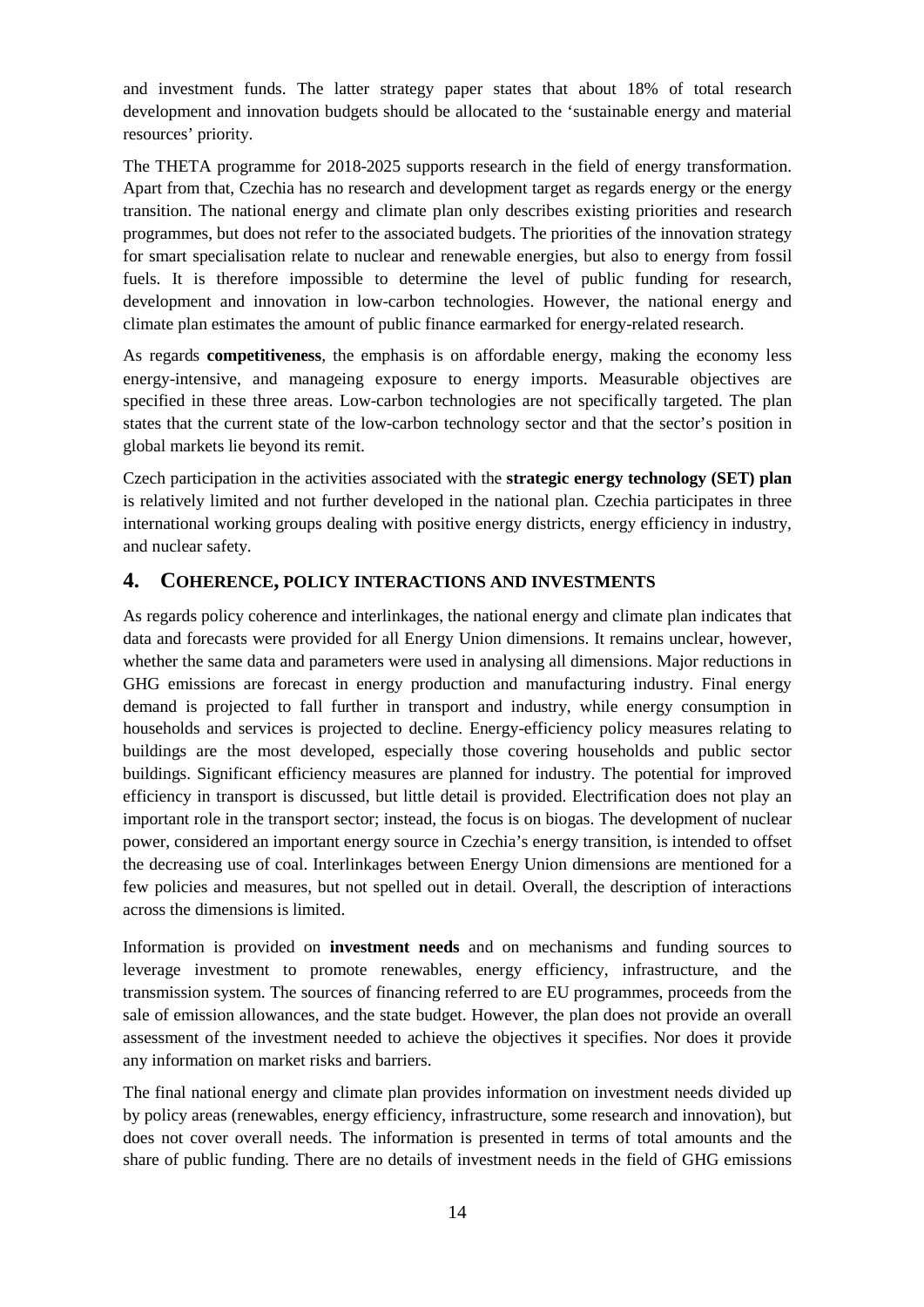and investment funds. The latter strategy paper states that about 18% of total research development and innovation budgets should be allocated to the 'sustainable energy and material resources' priority.

The THETA programme for 2018-2025 supports research in the field of energy transformation. Apart from that, Czechia has no research and development target as regards energy or the energy transition. The national energy and climate plan only describes existing priorities and research programmes, but does not refer to the associated budgets. The priorities of the innovation strategy for smart specialisation relate to nuclear and renewable energies, but also to energy from fossil fuels. It is therefore impossible to determine the level of public funding for research, development and innovation in low-carbon technologies. However, the national energy and climate plan estimates the amount of public finance earmarked for energy-related research.

As regards **competitiveness**, the emphasis is on affordable energy, making the economy less energy-intensive, and manageing exposure to energy imports. Measurable objectives are specified in these three areas. Low-carbon technologies are not specifically targeted. The plan states that the current state of the low-carbon technology sector and that the sector's position in global markets lie beyond its remit.

Czech participation in the activities associated with the **strategic energy technology (SET) plan** is relatively limited and not further developed in the national plan. Czechia participates in three international working groups dealing with positive energy districts, energy efficiency in industry, and nuclear safety.

## 4. COHERENCE, POLICY INTERACTIONS AND INVESTMENTS

As regards policy coherence and interlinkages, the national energy and climate plan indicates that data and forecasts were provided for all Energy Union dimensions. It remains unclear, however, whether the same data and parameters were used in analysing all dimensions. Major reductions in GHG emissions are forecast in energy production and manufacturing industry. Final energy demand is projected to fall further in transport and industry, while energy consumption in households and services is projected to decline. Energy-efficiency policy measures relating to buildings are the most developed, especially those covering households and public sector buildings. Significant efficiency measures are planned for industry. The potential for improved efficiency in transport is discussed, but little detail is provided. Electrification does not play an important role in the transport sector; instead, the focus is on biogas. The development of nuclear power, considered an important energy source in Czechia's energy transition, is intended to offset the decreasing use of coal. Interlinkages between Energy Union dimensions are mentioned for a few policies and measures, but not spelled out in detail. Overall, the description of interactions across the dimensions is limited.

Information is provided on **investment needs** and on mechanisms and funding sources to leverage investment to promote renewables, energy efficiency, infrastructure, and the transmission system. The sources of financing referred to are EU programmes, proceeds from the sale of emission allowances, and the state budget. However, the plan does not provide an overall assessment of the investment needed to achieve the objectives it specifies. Nor does it provide any information on market risks and barriers.

The final national energy and climate plan provides information on investment needs divided up by policy areas (renewables, energy efficiency, infrastructure, some research and innovation), but does not cover overall needs. The information is presented in terms of total amounts and the share of public funding. There are no details of investment needs in the field of GHG emissions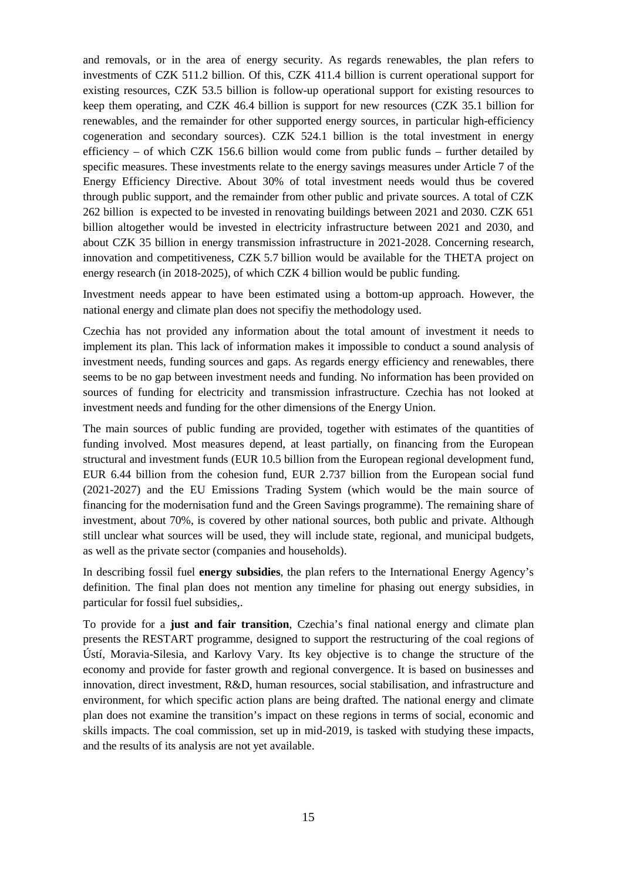and removals, or in the area of energy security. As regards renewables, the plan refers to investments of CZK 511.2 billion. Of this, CZK 411.4 billion is current operational support for existing resources, CZK 53.5 billion is follow-up operational support for existing resources to keep them operating, and CZK 46.4 billion is support for new resources (CZK 35.1 billion for renewables, and the remainder for other supported energy sources, in particular high-efficiency cogeneration and secondary sources). CZK 524.1 billion is the total investment in energy efficiency – of which CZK 156.6 billion would come from public funds – further detailed by specific measures. These investments relate to the energy savings measures under Article 7 of the Energy Efficiency Directive. About 30% of total investment needs would thus be covered through public support, and the remainder from other public and private sources. A total of CZK 262 billion is expected to be invested in renovating buildings between 2021 and 2030. CZK 651 billion altogether would be invested in electricity infrastructure between 2021 and 2030, and about CZK 35 billion in energy transmission infrastructure in 2021-2028. Concerning research, innovation and competitiveness, CZK 5.7 billion would be available for the THETA project on energy research (in 2018-2025), of which CZK 4 billion would be public funding.

Investment needs appear to have been estimated using a bottom-up approach. However, the national energy and climate plan does not specifiy the methodology used.

Czechia has not provided any information about the total amount of investment it needs to implement its plan. This lack of information makes it impossible to conduct a sound analysis of investment needs, funding sources and gaps. As regards energy efficiency and renewables, there seems to be no gap between investment needs and funding. No information has been provided on sources of funding for electricity and transmission infrastructure. Czechia has not looked at investment needs and funding for the other dimensions of the Energy Union.

The main sources of public funding are provided, together with estimates of the quantities of funding involved. Most measures depend, at least partially, on financing from the European structural and investment funds (EUR 10.5 billion from the European regional development fund, EUR 6.44 billion from the cohesion fund, EUR 2.737 billion from the European social fund (2021-2027) and the EU Emissions Trading System (which would be the main source of financing for the modernisation fund and the Green Savings programme). The remaining share of investment, about 70%, is covered by other national sources, both public and private. Although still unclear what sources will be used, they will include state, regional, and municipal budgets, as well as the private sector (companies and households).

In describing fossil fuel **energy subsidies**, the plan refers to the International Energy Agency's definition. The final plan does not mention any timeline for phasing out energy subsidies, in particular for fossil fuel subsidies,.

To provide for a **just and fair transition**, Czechia's final national energy and climate plan presents the RESTART programme, designed to support the restructuring of the coal regions of Ústí, Moravia-Silesia, and Karlovy Vary. Its key objective is to change the structure of the economy and provide for faster growth and regional convergence. It is based on businesses and innovation, direct investment, R&D, human resources, social stabilisation, and infrastructure and environment, for which specific action plans are being drafted. The national energy and climate plan does not examine the transition's impact on these regions in terms of social, economic and skills impacts. The coal commission, set up in mid-2019, is tasked with studying these impacts, and the results of its analysis are not yet available.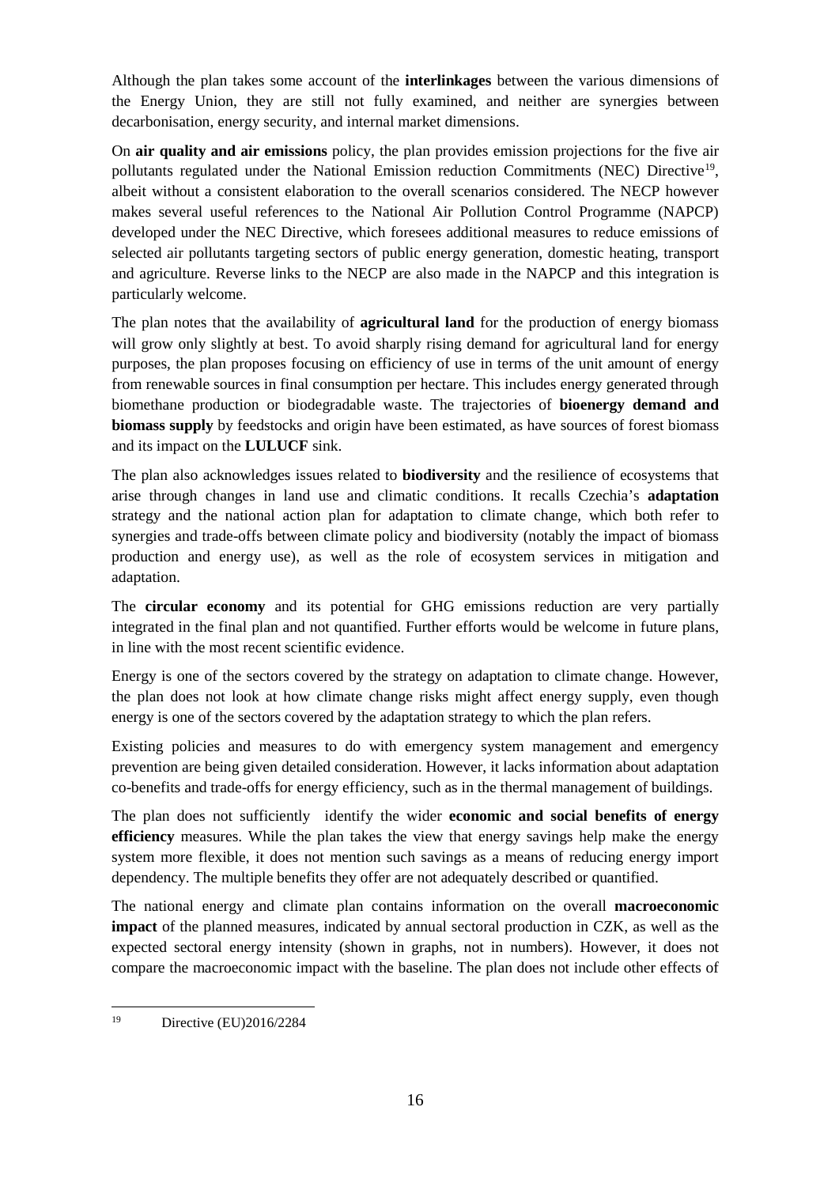Although the plan takes some account of the **interlinkages** between the various dimensions of the Energy Union, they are still not fully examined, and neither are synergies between decarbonisation, energy security, and internal market dimensions.

On **air quality and air emissions** policy, the plan provides emission projections for the five air pollutants regulated under the National Emission reduction Commitments (NEC) Directive[19], albeit without a consistent elaboration to the overall scenarios considered. The NECP however makes several useful references to the National Air Pollution Control Programme (NAPCP) developed under the NEC Directive, which foresees additional measures to reduce emissions of selected air pollutants targeting sectors of public energy generation, domestic heating, transport and agriculture. Reverse links to the NECP are also made in the NAPCP and this integration is particularly welcome.

The plan notes that the availability of **agricultural land** for the production of energy biomass will grow only slightly at best. To avoid sharply rising demand for agricultural land for energy purposes, the plan proposes focusing on efficiency of use in terms of the unit amount of energy from renewable sources in final consumption per hectare. This includes energy generated through biomethane production or biodegradable waste. The trajectories of **bioenergy demand and biomass supply** by feedstocks and origin have been estimated, as have sources of forest biomass and its impact on the **LULUCF** sink.

The plan also acknowledges issues related to **biodiversity** and the resilience of ecosystems that arise through changes in land use and climatic conditions. It recalls Czechia's **adaptation** strategy and the national action plan for adaptation to climate change, which both refer to synergies and trade-offs between climate policy and biodiversity (notably the impact of biomass production and energy use), as well as the role of ecosystem services in mitigation and adaptation.

The **circular economy** and its potential for GHG emissions reduction are very partially integrated in the final plan and not quantified. Further efforts would be welcome in future plans, in line with the most recent scientific evidence.

Energy is one of the sectors covered by the strategy on adaptation to climate change. However, the plan does not look at how climate change risks might affect energy supply, even though energy is one of the sectors covered by the adaptation strategy to which the plan refers.

Existing policies and measures to do with emergency system management and emergency prevention are being given detailed consideration. However, it lacks information about adaptation co-benefits and trade-offs for energy efficiency, such as in the thermal management of buildings.

The plan does not sufficiently identify the wider **economic and social benefits of energy efficiency** measures. While the plan takes the view that energy savings help make the energy system more flexible, it does not mention such savings as a means of reducing energy import dependency. The multiple benefits they offer are not adequately described or quantified.

The national energy and climate plan contains information on the overall **macroeconomic impact** of the planned measures, indicated by annual sectoral production in CZK, as well as the expected sectoral energy intensity (shown in graphs, not in numbers). However, it does not compare the macroeconomic impact with the baseline. The plan does not include other effects of

[19] Directive (EU)2016/2284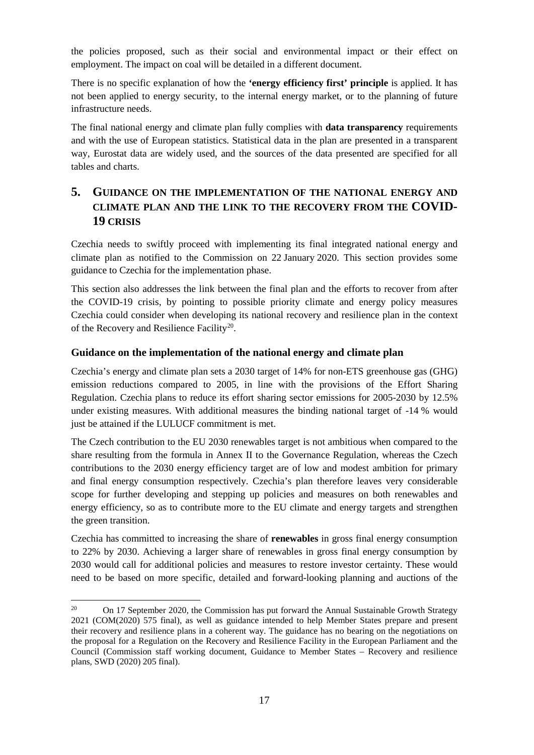the policies proposed, such as their social and environmental impact or their effect on employment. The impact on coal will be detailed in a different document.

There is no specific explanation of how the **'energy efficiency first' principle** is applied. It has not been applied to energy security, to the internal energy market, or to the planning of future infrastructure needs.

The final national energy and climate plan fully complies with **data transparency** requirements and with the use of European statistics. Statistical data in the plan are presented in a transparent way, Eurostat data are widely used, and the sources of the data presented are specified for all tables and charts.

## 5. GUIDANCE ON THE IMPLEMENTATION OF THE NATIONAL ENERGY AND CLIMATE PLAN AND THE LINK TO THE RECOVERY FROM THE COVID-19 CRISIS

Czechia needs to swiftly proceed with implementing its final integrated national energy and climate plan as notified to the Commission on 22 January 2020. This section provides some guidance to Czechia for the implementation phase.

This section also addresses the link between the final plan and the efforts to recover from after the COVID-19 crisis, by pointing to possible priority climate and energy policy measures Czechia could consider when developing its national recovery and resilience plan in the context of the Recovery and Resilience Facility[20].

### Guidance on the implementation of the national energy and climate plan

Czechia's energy and climate plan sets a 2030 target of 14% for non-ETS greenhouse gas (GHG) emission reductions compared to 2005, in line with the provisions of the Effort Sharing Regulation. Czechia plans to reduce its effort sharing sector emissions for 2005-2030 by 12.5% under existing measures. With additional measures the binding national target of -14 % would just be attained if the LULUCF commitment is met.

The Czech contribution to the EU 2030 renewables target is not ambitious when compared to the share resulting from the formula in Annex II to the Governance Regulation, whereas the Czech contributions to the 2030 energy efficiency target are of low and modest ambition for primary and final energy consumption respectively. Czechia's plan therefore leaves very considerable scope for further developing and stepping up policies and measures on both renewables and energy efficiency, so as to contribute more to the EU climate and energy targets and strengthen the green transition.

Czechia has committed to increasing the share of **renewables** in gross final energy consumption to 22% by 2030. Achieving a larger share of renewables in gross final energy consumption by 2030 would call for additional policies and measures to restore investor certainty. These would need to be based on more specific, detailed and forward-looking planning and auctions of the

---

[20] On 17 September 2020, the Commission has put forward the Annual Sustainable Growth Strategy 2021 (COM(2020) 575 final), as well as guidance intended to help Member States prepare and present their recovery and resilience plans in a coherent way. The guidance has no bearing on the negotiations on the proposal for a Regulation on the Recovery and Resilience Facility in the European Parliament and the Council (Commission staff working document, Guidance to Member States – Recovery and resilience plans, SWD (2020) 205 final).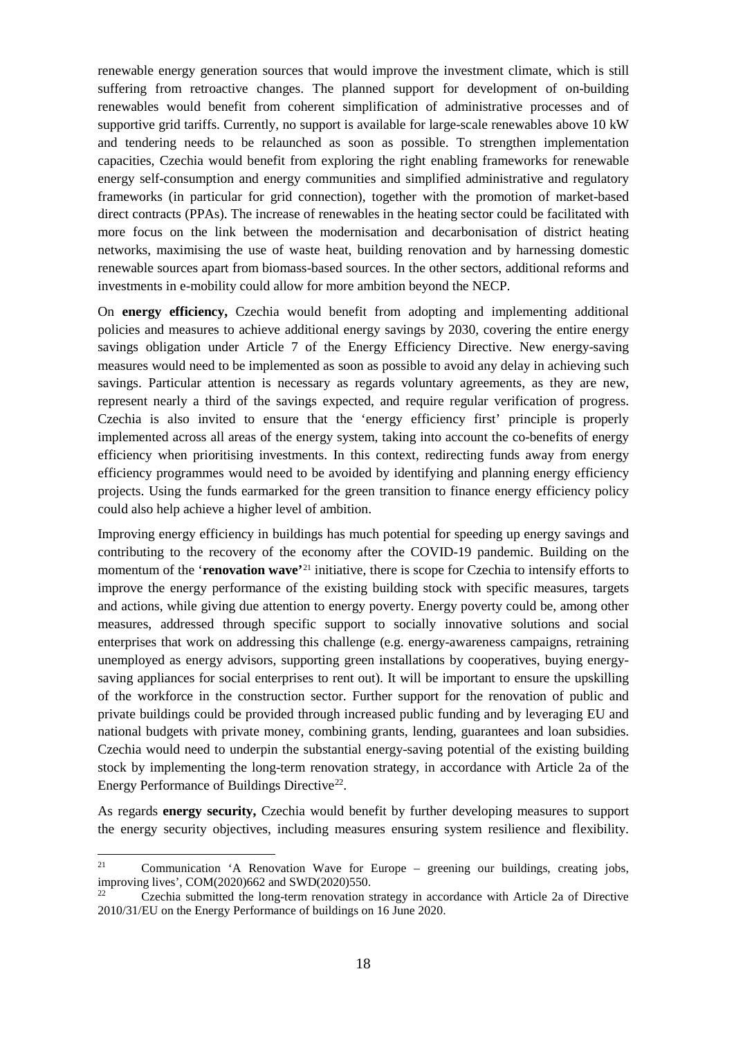renewable energy generation sources that would improve the investment climate, which is still suffering from retroactive changes. The planned support for development of on-building renewables would benefit from coherent simplification of administrative processes and of supportive grid tariffs. Currently, no support is available for large-scale renewables above 10 kW and tendering needs to be relaunched as soon as possible. To strengthen implementation capacities, Czechia would benefit from exploring the right enabling frameworks for renewable energy self-consumption and energy communities and simplified administrative and regulatory frameworks (in particular for grid connection), together with the promotion of market-based direct contracts (PPAs). The increase of renewables in the heating sector could be facilitated with more focus on the link between the modernisation and decarbonisation of district heating networks, maximising the use of waste heat, building renovation and by harnessing domestic renewable sources apart from biomass-based sources. In the other sectors, additional reforms and investments in e-mobility could allow for more ambition beyond the NECP.

On **energy efficiency,** Czechia would benefit from adopting and implementing additional policies and measures to achieve additional energy savings by 2030, covering the entire energy savings obligation under Article 7 of the Energy Efficiency Directive. New energy-saving measures would need to be implemented as soon as possible to avoid any delay in achieving such savings. Particular attention is necessary as regards voluntary agreements, as they are new, represent nearly a third of the savings expected, and require regular verification of progress. Czechia is also invited to ensure that the 'energy efficiency first' principle is properly implemented across all areas of the energy system, taking into account the co-benefits of energy efficiency when prioritising investments. In this context, redirecting funds away from energy efficiency programmes would need to be avoided by identifying and planning energy efficiency projects. Using the funds earmarked for the green transition to finance energy efficiency policy could also help achieve a higher level of ambition.

Improving energy efficiency in buildings has much potential for speeding up energy savings and contributing to the recovery of the economy after the COVID-19 pandemic. Building on the momentum of the '**renovation wave'**[21] initiative, there is scope for Czechia to intensify efforts to improve the energy performance of the existing building stock with specific measures, targets and actions, while giving due attention to energy poverty. Energy poverty could be, among other measures, addressed through specific support to socially innovative solutions and social enterprises that work on addressing this challenge (e.g. energy-awareness campaigns, retraining unemployed as energy advisors, supporting green installations by cooperatives, buying energy-saving appliances for social enterprises to rent out). It will be important to ensure the upskilling of the workforce in the construction sector. Further support for the renovation of public and private buildings could be provided through increased public funding and by leveraging EU and national budgets with private money, combining grants, lending, guarantees and loan subsidies. Czechia would need to underpin the substantial energy-saving potential of the existing building stock by implementing the long-term renovation strategy, in accordance with Article 2a of the Energy Performance of Buildings Directive[22].

As regards **energy security,** Czechia would benefit by further developing measures to support the energy security objectives, including measures ensuring system resilience and flexibility.

[21] Communication 'A Renovation Wave for Europe – greening our buildings, creating jobs, improving lives', COM(2020)662 and SWD(2020)550.

[22] Czechia submitted the long-term renovation strategy in accordance with Article 2a of Directive 2010/31/EU on the Energy Performance of buildings on 16 June 2020.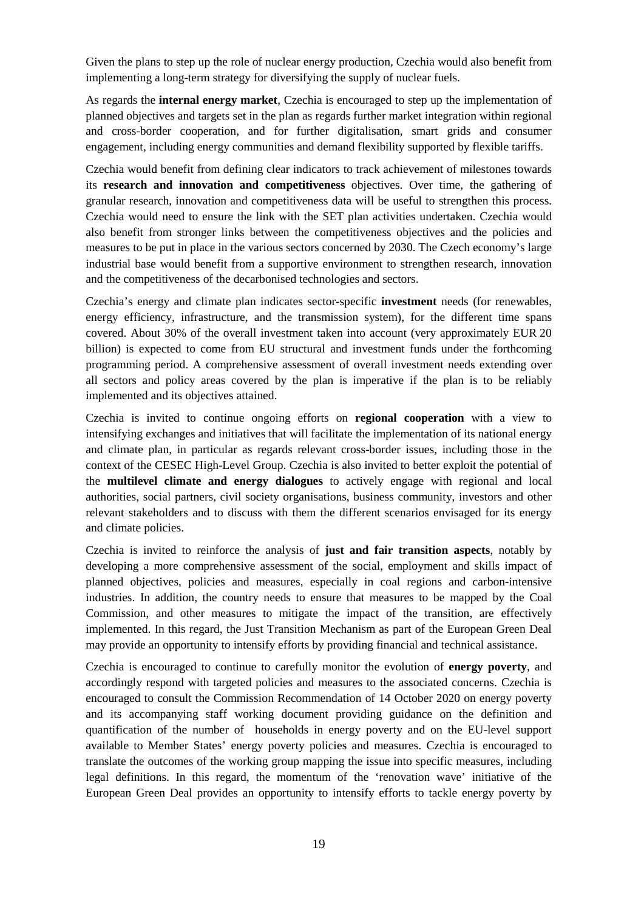Given the plans to step up the role of nuclear energy production, Czechia would also benefit from implementing a long-term strategy for diversifying the supply of nuclear fuels.

As regards the **internal energy market**, Czechia is encouraged to step up the implementation of planned objectives and targets set in the plan as regards further market integration within regional and cross-border cooperation, and for further digitalisation, smart grids and consumer engagement, including energy communities and demand flexibility supported by flexible tariffs.

Czechia would benefit from defining clear indicators to track achievement of milestones towards its **research and innovation and competitiveness** objectives. Over time, the gathering of granular research, innovation and competitiveness data will be useful to strengthen this process. Czechia would need to ensure the link with the SET plan activities undertaken. Czechia would also benefit from stronger links between the competitiveness objectives and the policies and measures to be put in place in the various sectors concerned by 2030. The Czech economy's large industrial base would benefit from a supportive environment to strengthen research, innovation and the competitiveness of the decarbonised technologies and sectors.

Czechia's energy and climate plan indicates sector-specific **investment** needs (for renewables, energy efficiency, infrastructure, and the transmission system), for the different time spans covered. About 30% of the overall investment taken into account (very approximately EUR 20 billion) is expected to come from EU structural and investment funds under the forthcoming programming period. A comprehensive assessment of overall investment needs extending over all sectors and policy areas covered by the plan is imperative if the plan is to be reliably implemented and its objectives attained.

Czechia is invited to continue ongoing efforts on **regional cooperation** with a view to intensifying exchanges and initiatives that will facilitate the implementation of its national energy and climate plan, in particular as regards relevant cross-border issues, including those in the context of the CESEC High-Level Group. Czechia is also invited to better exploit the potential of the **multilevel climate and energy dialogues** to actively engage with regional and local authorities, social partners, civil society organisations, business community, investors and other relevant stakeholders and to discuss with them the different scenarios envisaged for its energy and climate policies.

Czechia is invited to reinforce the analysis of **just and fair transition aspects**, notably by developing a more comprehensive assessment of the social, employment and skills impact of planned objectives, policies and measures, especially in coal regions and carbon-intensive industries. In addition, the country needs to ensure that measures to be mapped by the Coal Commission, and other measures to mitigate the impact of the transition, are effectively implemented. In this regard, the Just Transition Mechanism as part of the European Green Deal may provide an opportunity to intensify efforts by providing financial and technical assistance.

Czechia is encouraged to continue to carefully monitor the evolution of **energy poverty**, and accordingly respond with targeted policies and measures to the associated concerns. Czechia is encouraged to consult the Commission Recommendation of 14 October 2020 on energy poverty and its accompanying staff working document providing guidance on the definition and quantification of the number of households in energy poverty and on the EU-level support available to Member States' energy poverty policies and measures. Czechia is encouraged to translate the outcomes of the working group mapping the issue into specific measures, including legal definitions. In this regard, the momentum of the 'renovation wave' initiative of the European Green Deal provides an opportunity to intensify efforts to tackle energy poverty by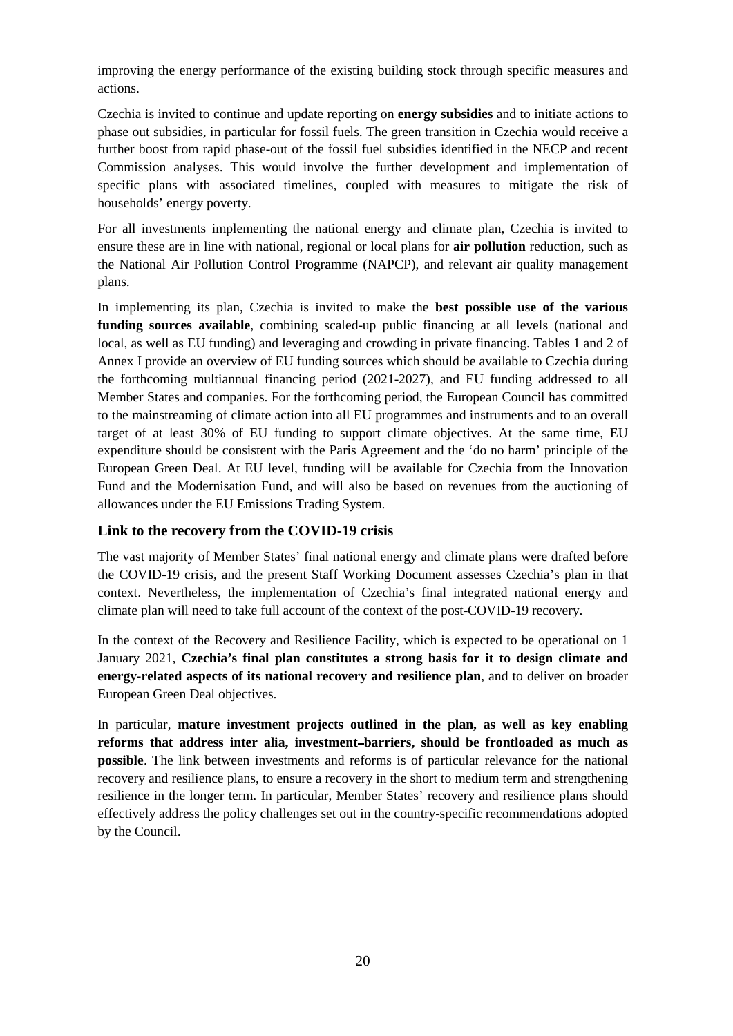improving the energy performance of the existing building stock through specific measures and actions.

Czechia is invited to continue and update reporting on **energy subsidies** and to initiate actions to phase out subsidies, in particular for fossil fuels. The green transition in Czechia would receive a further boost from rapid phase-out of the fossil fuel subsidies identified in the NECP and recent Commission analyses. This would involve the further development and implementation of specific plans with associated timelines, coupled with measures to mitigate the risk of households' energy poverty.

For all investments implementing the national energy and climate plan, Czechia is invited to ensure these are in line with national, regional or local plans for **air pollution** reduction, such as the National Air Pollution Control Programme (NAPCP), and relevant air quality management plans.

In implementing its plan, Czechia is invited to make the **best possible use of the various funding sources available**, combining scaled-up public financing at all levels (national and local, as well as EU funding) and leveraging and crowding in private financing. Tables 1 and 2 of Annex I provide an overview of EU funding sources which should be available to Czechia during the forthcoming multiannual financing period (2021-2027), and EU funding addressed to all Member States and companies. For the forthcoming period, the European Council has committed to the mainstreaming of climate action into all EU programmes and instruments and to an overall target of at least 30% of EU funding to support climate objectives. At the same time, EU expenditure should be consistent with the Paris Agreement and the 'do no harm' principle of the European Green Deal. At EU level, funding will be available for Czechia from the Innovation Fund and the Modernisation Fund, and will also be based on revenues from the auctioning of allowances under the EU Emissions Trading System.

## Link to the recovery from the COVID-19 crisis

The vast majority of Member States' final national energy and climate plans were drafted before the COVID-19 crisis, and the present Staff Working Document assesses Czechia's plan in that context. Nevertheless, the implementation of Czechia's final integrated national energy and climate plan will need to take full account of the context of the post-COVID-19 recovery.

In the context of the Recovery and Resilience Facility, which is expected to be operational on 1 January 2021, **Czechia's final plan constitutes a strong basis for it to design climate and energy-related aspects of its national recovery and resilience plan**, and to deliver on broader European Green Deal objectives.

In particular, **mature investment projects outlined in the plan, as well as key enabling reforms that address inter alia, investment–barriers, should be frontloaded as much as possible**. The link between investments and reforms is of particular relevance for the national recovery and resilience plans, to ensure a recovery in the short to medium term and strengthening resilience in the longer term. In particular, Member States' recovery and resilience plans should effectively address the policy challenges set out in the country-specific recommendations adopted by the Council.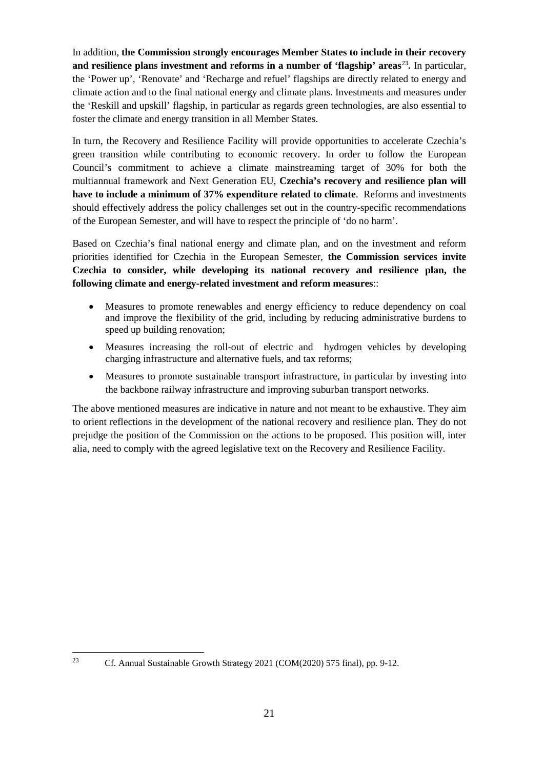In addition, **the Commission strongly encourages Member States to include in their recovery and resilience plans investment and reforms in a number of 'flagship' areas**[23]**.** In particular, the 'Power up', 'Renovate' and 'Recharge and refuel' flagships are directly related to energy and climate action and to the final national energy and climate plans. Investments and measures under the 'Reskill and upskill' flagship, in particular as regards green technologies, are also essential to foster the climate and energy transition in all Member States.

In turn, the Recovery and Resilience Facility will provide opportunities to accelerate Czechia's green transition while contributing to economic recovery. In order to follow the European Council's commitment to achieve a climate mainstreaming target of 30% for both the multiannual framework and Next Generation EU, **Czechia's recovery and resilience plan will have to include a minimum of 37% expenditure related to climate**. Reforms and investments should effectively address the policy challenges set out in the country-specific recommendations of the European Semester, and will have to respect the principle of 'do no harm'.

Based on Czechia's final national energy and climate plan, and on the investment and reform priorities identified for Czechia in the European Semester, **the Commission services invite Czechia to consider, while developing its national recovery and resilience plan, the following climate and energy-related investment and reform measures**::

- Measures to promote renewables and energy efficiency to reduce dependency on coal and improve the flexibility of the grid, including by reducing administrative burdens to speed up building renovation;
- Measures increasing the roll-out of electric and hydrogen vehicles by developing charging infrastructure and alternative fuels, and tax reforms;
- Measures to promote sustainable transport infrastructure, in particular by investing into the backbone railway infrastructure and improving suburban transport networks.

The above mentioned measures are indicative in nature and not meant to be exhaustive. They aim to orient reflections in the development of the national recovery and resilience plan. They do not prejudge the position of the Commission on the actions to be proposed. This position will, inter alia, need to comply with the agreed legislative text on the Recovery and Resilience Facility.

[23] Cf. Annual Sustainable Growth Strategy 2021 (COM(2020) 575 final), pp. 9-12.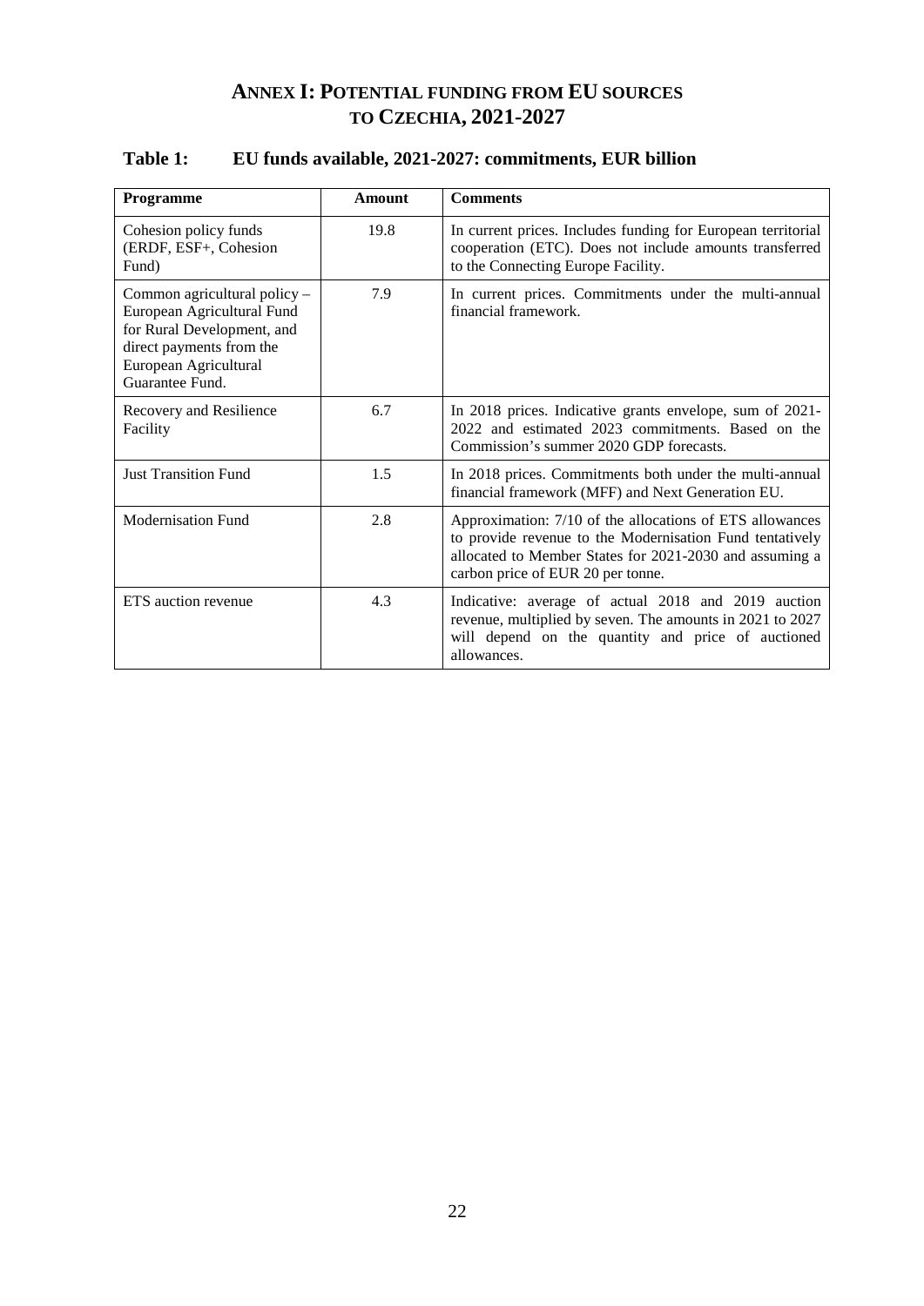# ANNEX I: POTENTIAL FUNDING FROM EU SOURCES TO CZECHIA, 2021-2027

**Table 1: EU funds available, 2021-2027: commitments, EUR billion**

| Programme | Amount | Comments |
|---|---|---|
| Cohesion policy funds (ERDF, ESF+, Cohesion Fund) | 19.8 | In current prices. Includes funding for European territorial cooperation (ETC). Does not include amounts transferred to the Connecting Europe Facility. |
| Common agricultural policy – European Agricultural Fund for Rural Development, and direct payments from the European Agricultural Guarantee Fund. | 7.9 | In current prices. Commitments under the multi-annual financial framework. |
| Recovery and Resilience Facility | 6.7 | In 2018 prices. Indicative grants envelope, sum of 2021-2022 and estimated 2023 commitments. Based on the Commission's summer 2020 GDP forecasts. |
| Just Transition Fund | 1.5 | In 2018 prices. Commitments both under the multi-annual financial framework (MFF) and Next Generation EU. |
| Modernisation Fund | 2.8 | Approximation: 7/10 of the allocations of ETS allowances to provide revenue to the Modernisation Fund tentatively allocated to Member States for 2021-2030 and assuming a carbon price of EUR 20 per tonne. |
| ETS auction revenue | 4.3 | Indicative: average of actual 2018 and 2019 auction revenue, multiplied by seven. The amounts in 2021 to 2027 will depend on the quantity and price of auctioned allowances. |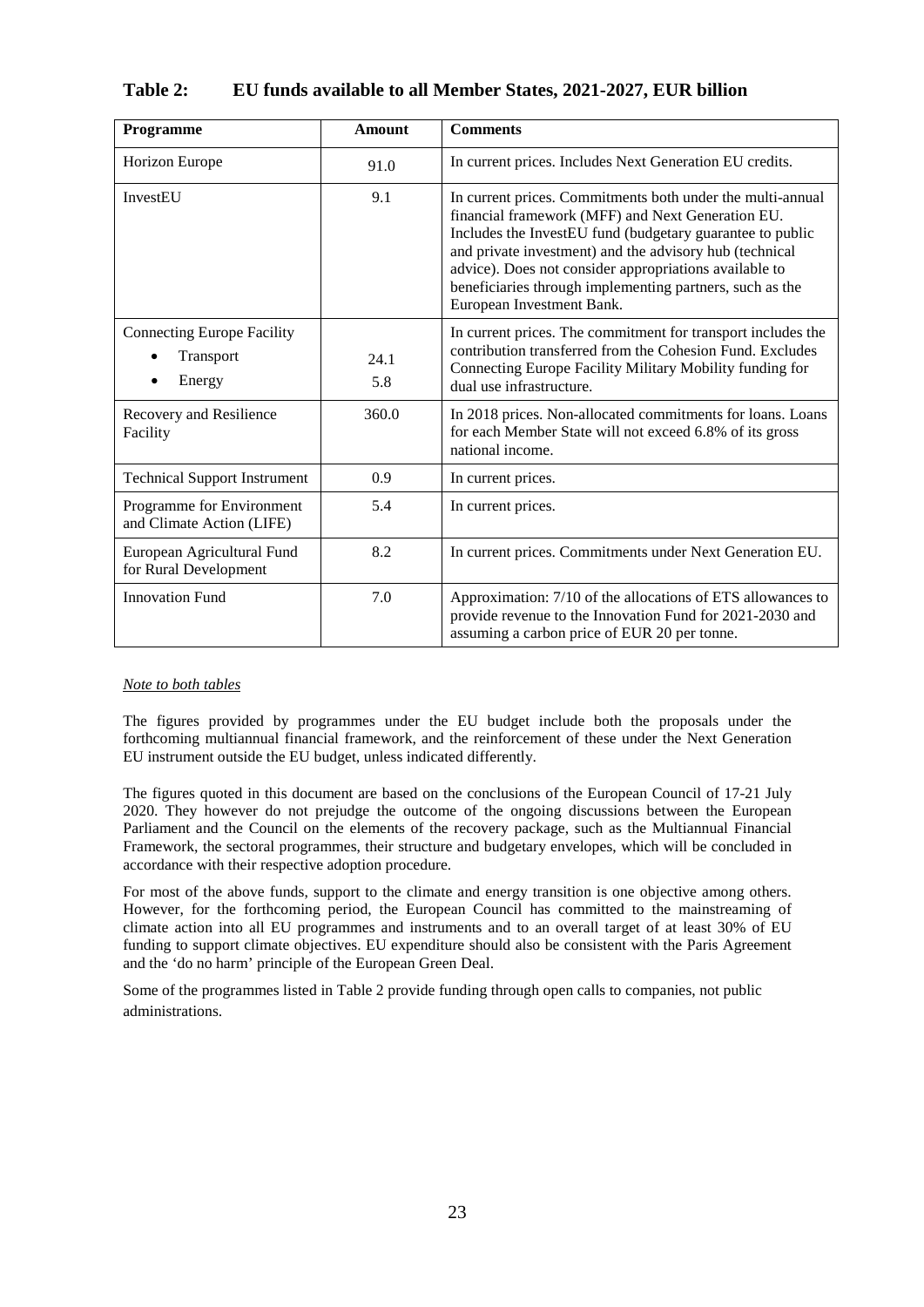**Table 2: EU funds available to all Member States, 2021-2027, EUR billion**

| Programme | Amount | Comments |
|---|---|---|
| Horizon Europe | 91.0 | In current prices. Includes Next Generation EU credits. |
| InvestEU | 9.1 | In current prices. Commitments both under the multi-annual financial framework (MFF) and Next Generation EU. Includes the InvestEU fund (budgetary guarantee to public and private investment) and the advisory hub (technical advice). Does not consider appropriations available to beneficiaries through implementing partners, such as the European Investment Bank. |
| Connecting Europe Facility<br>• Transport<br>• Energy | <br>24.1<br>5.8 | In current prices. The commitment for transport includes the contribution transferred from the Cohesion Fund. Excludes Connecting Europe Facility Military Mobility funding for dual use infrastructure. |
| Recovery and Resilience Facility | 360.0 | In 2018 prices. Non-allocated commitments for loans. Loans for each Member State will not exceed 6.8% of its gross national income. |
| Technical Support Instrument | 0.9 | In current prices. |
| Programme for Environment and Climate Action (LIFE) | 5.4 | In current prices. |
| European Agricultural Fund for Rural Development | 8.2 | In current prices. Commitments under Next Generation EU. |
| Innovation Fund | 7.0 | Approximation: 7/10 of the allocations of ETS allowances to provide revenue to the Innovation Fund for 2021-2030 and assuming a carbon price of EUR 20 per tonne. |

*Note to both tables*

The figures provided by programmes under the EU budget include both the proposals under the forthcoming multiannual financial framework, and the reinforcement of these under the Next Generation EU instrument outside the EU budget, unless indicated differently.

The figures quoted in this document are based on the conclusions of the European Council of 17-21 July 2020. They however do not prejudge the outcome of the ongoing discussions between the European Parliament and the Council on the elements of the recovery package, such as the Multiannual Financial Framework, the sectoral programmes, their structure and budgetary envelopes, which will be concluded in accordance with their respective adoption procedure.

For most of the above funds, support to the climate and energy transition is one objective among others. However, for the forthcoming period, the European Council has committed to the mainstreaming of climate action into all EU programmes and instruments and to an overall target of at least 30% of EU funding to support climate objectives. EU expenditure should also be consistent with the Paris Agreement and the 'do no harm' principle of the European Green Deal.

Some of the programmes listed in Table 2 provide funding through open calls to companies, not public administrations.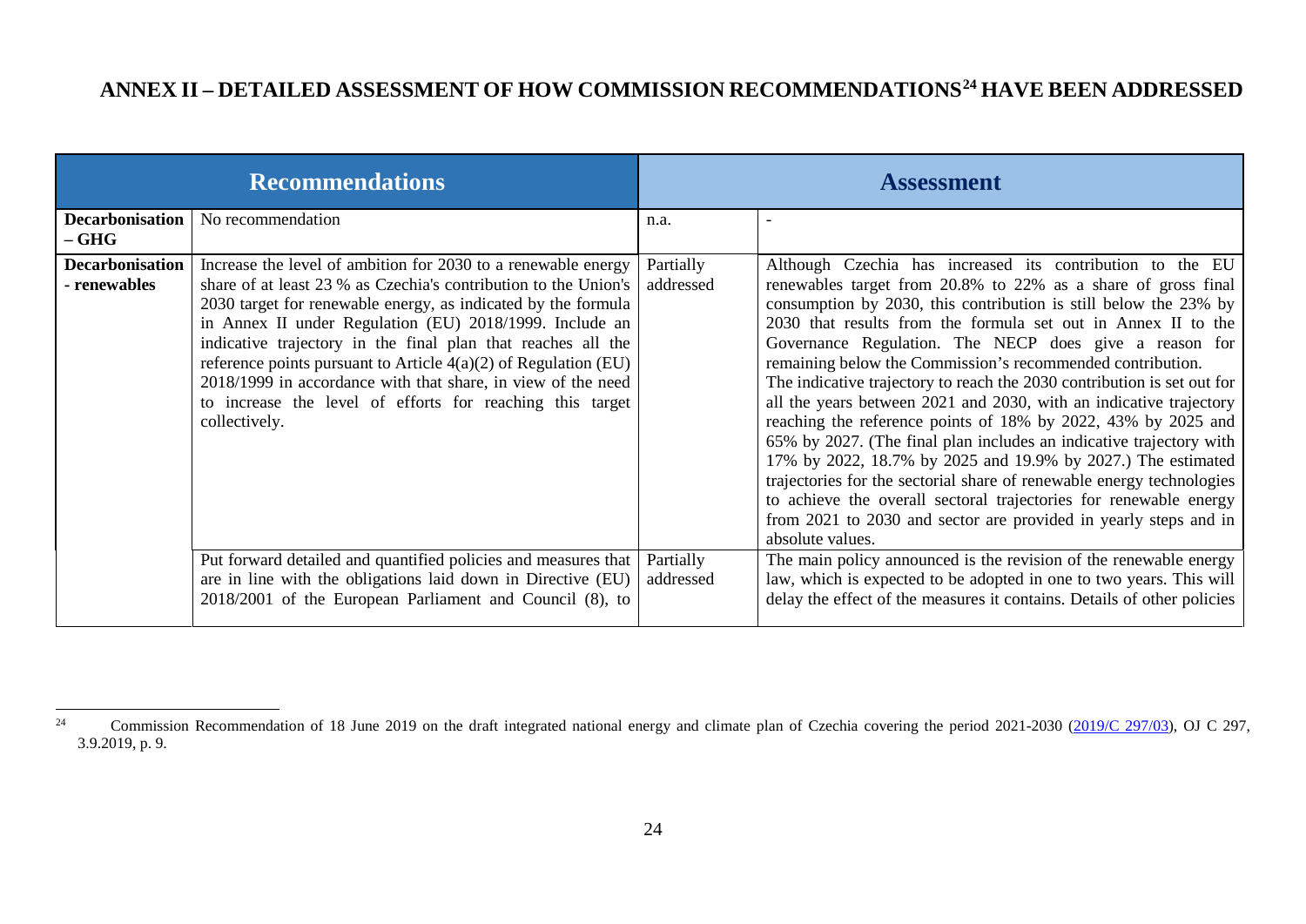# ANNEX II – DETAILED ASSESSMENT OF HOW COMMISSION RECOMMENDATIONS[24] HAVE BEEN ADDRESSED

| Recommendations | | Assessment | |
|---|---|---|---|
| **Decarbonisation – GHG** | No recommendation | n.a. | - |
| **Decarbonisation - renewables** | Increase the level of ambition for 2030 to a renewable energy share of at least 23 % as Czechia's contribution to the Union's 2030 target for renewable energy, as indicated by the formula in Annex II under Regulation (EU) 2018/1999. Include an indicative trajectory in the final plan that reaches all the reference points pursuant to Article 4(a)(2) of Regulation (EU) 2018/1999 in accordance with that share, in view of the need to increase the level of efforts for reaching this target collectively. | Partially addressed | Although Czechia has increased its contribution to the EU renewables target from 20.8% to 22% as a share of gross final consumption by 2030, this contribution is still below the 23% by 2030 that results from the formula set out in Annex II to the Governance Regulation. The NECP does give a reason for remaining below the Commission's recommended contribution. The indicative trajectory to reach the 2030 contribution is set out for all the years between 2021 and 2030, with an indicative trajectory reaching the reference points of 18% by 2022, 43% by 2025 and 65% by 2027. (The final plan includes an indicative trajectory with 17% by 2022, 18.7% by 2025 and 19.9% by 2027.) The estimated trajectories for the sectorial share of renewable energy technologies to achieve the overall sectoral trajectories for renewable energy from 2021 to 2030 and sector are provided in yearly steps and in absolute values. |
| | Put forward detailed and quantified policies and measures that are in line with the obligations laid down in Directive (EU) 2018/2001 of the European Parliament and Council (8), to | Partially addressed | The main policy announced is the revision of the renewable energy law, which is expected to be adopted in one to two years. This will delay the effect of the measures it contains. Details of other policies |

[24] Commission Recommendation of 18 June 2019 on the draft integrated national energy and climate plan of Czechia covering the period 2021-2030 (2019/C 297/03), OJ C 297, 3.9.2019, p. 9.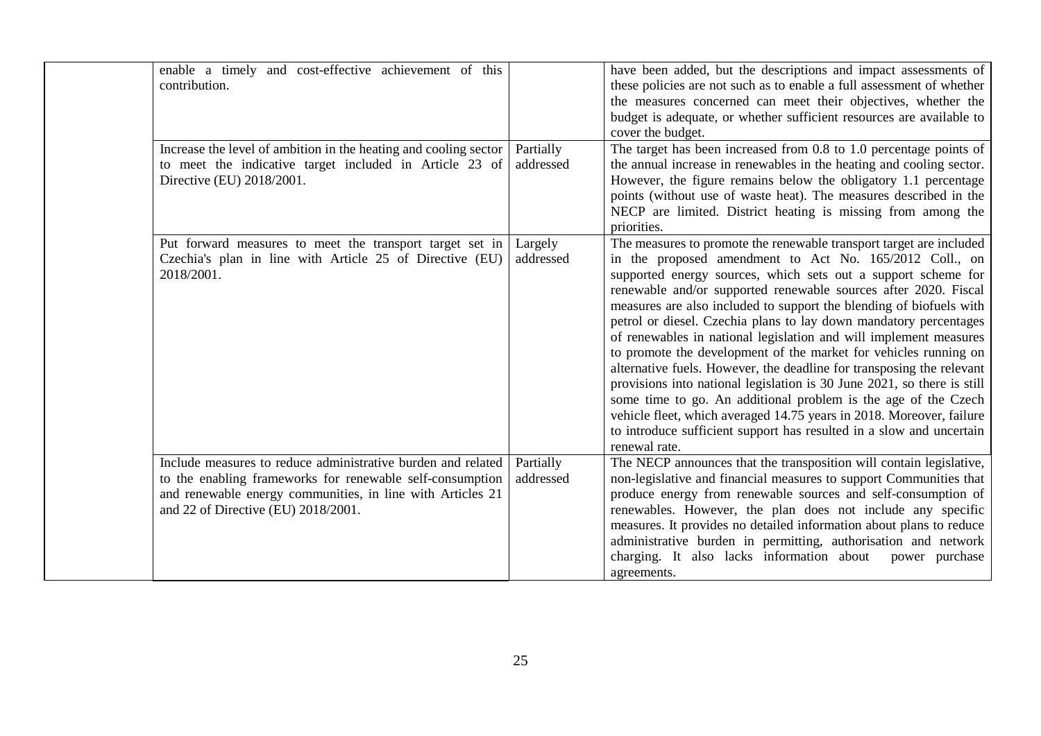| | | | |
|---|---|---|---|
| | enable a timely and cost-effective achievement of this contribution. | | have been added, but the descriptions and impact assessments of these policies are not such as to enable a full assessment of whether the measures concerned can meet their objectives, whether the budget is adequate, or whether sufficient resources are available to cover the budget. |
| | Increase the level of ambition in the heating and cooling sector to meet the indicative target included in Article 23 of Directive (EU) 2018/2001. | Partially addressed | The target has been increased from 0.8 to 1.0 percentage points of the annual increase in renewables in the heating and cooling sector. However, the figure remains below the obligatory 1.1 percentage points (without use of waste heat). The measures described in the NECP are limited. District heating is missing from among the priorities. |
| | Put forward measures to meet the transport target set in Czechia's plan in line with Article 25 of Directive (EU) 2018/2001. | Largely addressed | The measures to promote the renewable transport target are included in the proposed amendment to Act No. 165/2012 Coll., on supported energy sources, which sets out a support scheme for renewable and/or supported renewable sources after 2020. Fiscal measures are also included to support the blending of biofuels with petrol or diesel. Czechia plans to lay down mandatory percentages of renewables in national legislation and will implement measures to promote the development of the market for vehicles running on alternative fuels. However, the deadline for transposing the relevant provisions into national legislation is 30 June 2021, so there is still some time to go. An additional problem is the age of the Czech vehicle fleet, which averaged 14.75 years in 2018. Moreover, failure to introduce sufficient support has resulted in a slow and uncertain renewal rate. |
| | Include measures to reduce administrative burden and related to the enabling frameworks for renewable self-consumption and renewable energy communities, in line with Articles 21 and 22 of Directive (EU) 2018/2001. | Partially addressed | The NECP announces that the transposition will contain legislative, non-legislative and financial measures to support Communities that produce energy from renewable sources and self-consumption of renewables. However, the plan does not include any specific measures. It provides no detailed information about plans to reduce administrative burden in permitting, authorisation and network charging. It also lacks information about power purchase agreements. |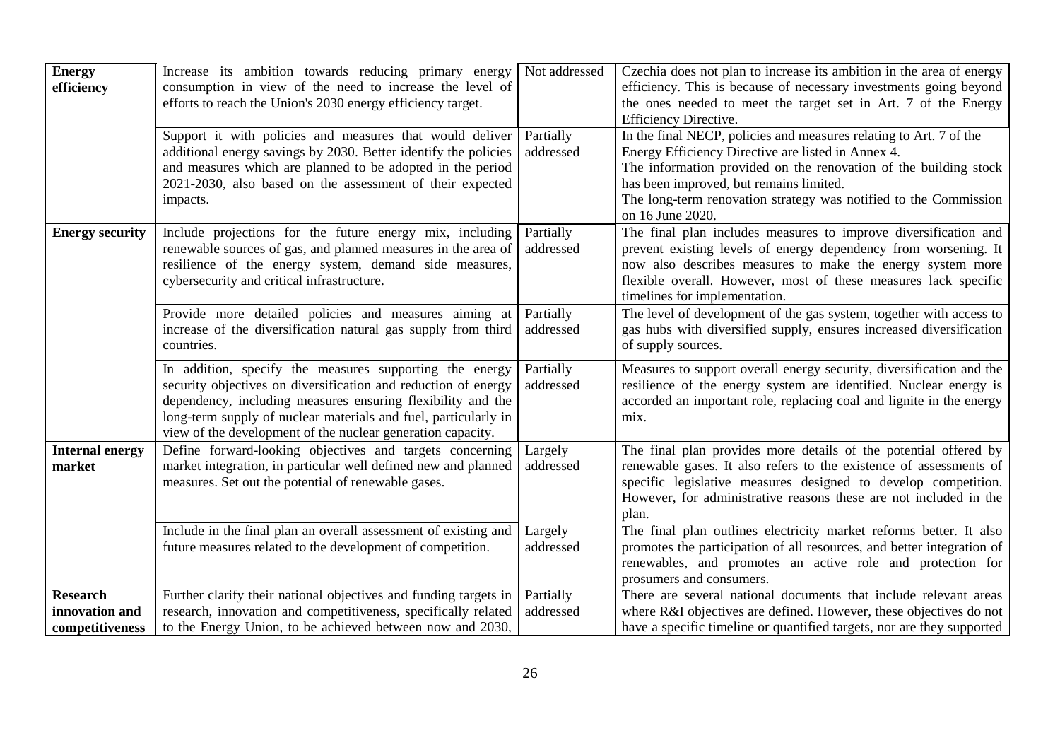| | | | |
|---|---|---|---|
| **Energy efficiency** | Increase its ambition towards reducing primary energy consumption in view of the need to increase the level of efforts to reach the Union's 2030 energy efficiency target. | Not addressed | Czechia does not plan to increase its ambition in the area of energy efficiency. This is because of necessary investments going beyond the ones needed to meet the target set in Art. 7 of the Energy Efficiency Directive. |
| | Support it with policies and measures that would deliver additional energy savings by 2030. Better identify the policies and measures which are planned to be adopted in the period 2021-2030, also based on the assessment of their expected impacts. | Partially addressed | In the final NECP, policies and measures relating to Art. 7 of the Energy Efficiency Directive are listed in Annex 4.<br>The information provided on the renovation of the building stock has been improved, but remains limited.<br>The long-term renovation strategy was notified to the Commission on 16 June 2020. |
| **Energy security** | Include projections for the future energy mix, including renewable sources of gas, and planned measures in the area of resilience of the energy system, demand side measures, cybersecurity and critical infrastructure. | Partially addressed | The final plan includes measures to improve diversification and prevent existing levels of energy dependency from worsening. It now also describes measures to make the energy system more flexible overall. However, most of these measures lack specific timelines for implementation. |
| | Provide more detailed policies and measures aiming at increase of the diversification natural gas supply from third countries. | Partially addressed | The level of development of the gas system, together with access to gas hubs with diversified supply, ensures increased diversification of supply sources. |
| | In addition, specify the measures supporting the energy security objectives on diversification and reduction of energy dependency, including measures ensuring flexibility and the long-term supply of nuclear materials and fuel, particularly in view of the development of the nuclear generation capacity. | Partially addressed | Measures to support overall energy security, diversification and the resilience of the energy system are identified. Nuclear energy is accorded an important role, replacing coal and lignite in the energy mix. |
| **Internal energy market** | Define forward-looking objectives and targets concerning market integration, in particular well defined new and planned measures. Set out the potential of renewable gases. | Largely addressed | The final plan provides more details of the potential offered by renewable gases. It also refers to the existence of assessments of specific legislative measures designed to develop competition. However, for administrative reasons these are not included in the plan. |
| | Include in the final plan an overall assessment of existing and future measures related to the development of competition. | Largely addressed | The final plan outlines electricity market reforms better. It also promotes the participation of all resources, and better integration of renewables, and promotes an active role and protection for prosumers and consumers. |
| **Research innovation and competitiveness** | Further clarify their national objectives and funding targets in research, innovation and competitiveness, specifically related to the Energy Union, to be achieved between now and 2030, | Partially addressed | There are several national documents that include relevant areas where R&I objectives are defined. However, these objectives do not have a specific timeline or quantified targets, nor are they supported |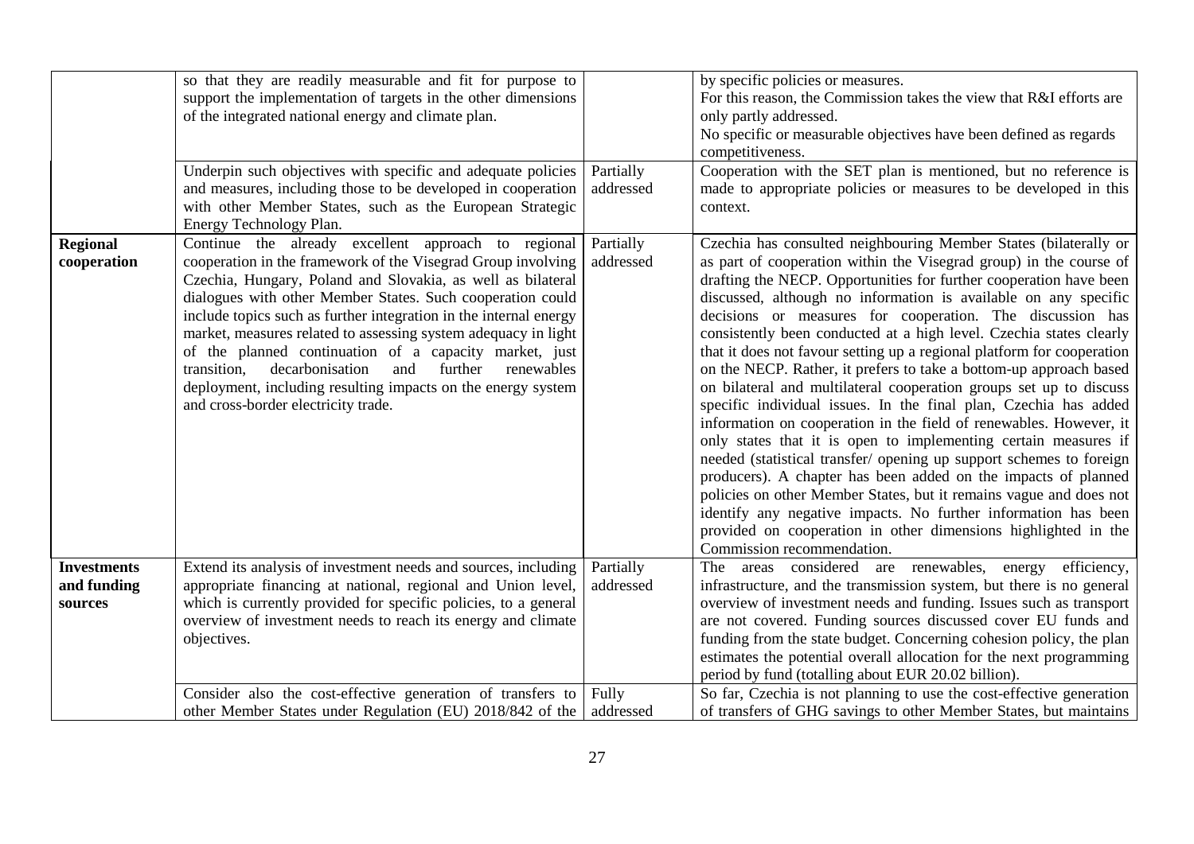| | | | |
|---|---|---|---|
| | so that they are readily measurable and fit for purpose to support the implementation of targets in the other dimensions of the integrated national energy and climate plan. | | by specific policies or measures. For this reason, the Commission takes the view that R&I efforts are only partly addressed. No specific or measurable objectives have been defined as regards competitiveness. |
| | Underpin such objectives with specific and adequate policies and measures, including those to be developed in cooperation with other Member States, such as the European Strategic Energy Technology Plan. | Partially addressed | Cooperation with the SET plan is mentioned, but no reference is made to appropriate policies or measures to be developed in this context. |
| **Regional cooperation** | Continue the already excellent approach to regional cooperation in the framework of the Visegrad Group involving Czechia, Hungary, Poland and Slovakia, as well as bilateral dialogues with other Member States. Such cooperation could include topics such as further integration in the internal energy market, measures related to assessing system adequacy in light of the planned continuation of a capacity market, just transition, decarbonisation and further renewables deployment, including resulting impacts on the energy system and cross-border electricity trade. | Partially addressed | Czechia has consulted neighbouring Member States (bilaterally or as part of cooperation within the Visegrad group) in the course of drafting the NECP. Opportunities for further cooperation have been discussed, although no information is available on any specific decisions or measures for cooperation. The discussion has consistently been conducted at a high level. Czechia states clearly that it does not favour setting up a regional platform for cooperation on the NECP. Rather, it prefers to take a bottom-up approach based on bilateral and multilateral cooperation groups set up to discuss specific individual issues. In the final plan, Czechia has added information on cooperation in the field of renewables. However, it only states that it is open to implementing certain measures if needed (statistical transfer/ opening up support schemes to foreign producers). A chapter has been added on the impacts of planned policies on other Member States, but it remains vague and does not identify any negative impacts. No further information has been provided on cooperation in other dimensions highlighted in the Commission recommendation. |
| **Investments and funding sources** | Extend its analysis of investment needs and sources, including appropriate financing at national, regional and Union level, which is currently provided for specific policies, to a general overview of investment needs to reach its energy and climate objectives. | Partially addressed | The areas considered are renewables, energy efficiency, infrastructure, and the transmission system, but there is no general overview of investment needs and funding. Issues such as transport are not covered. Funding sources discussed cover EU funds and funding from the state budget. Concerning cohesion policy, the plan estimates the potential overall allocation for the next programming period by fund (totalling about EUR 20.02 billion). |
| | Consider also the cost-effective generation of transfers to other Member States under Regulation (EU) 2018/842 of the | Fully addressed | So far, Czechia is not planning to use the cost-effective generation of transfers of GHG savings to other Member States, but maintains |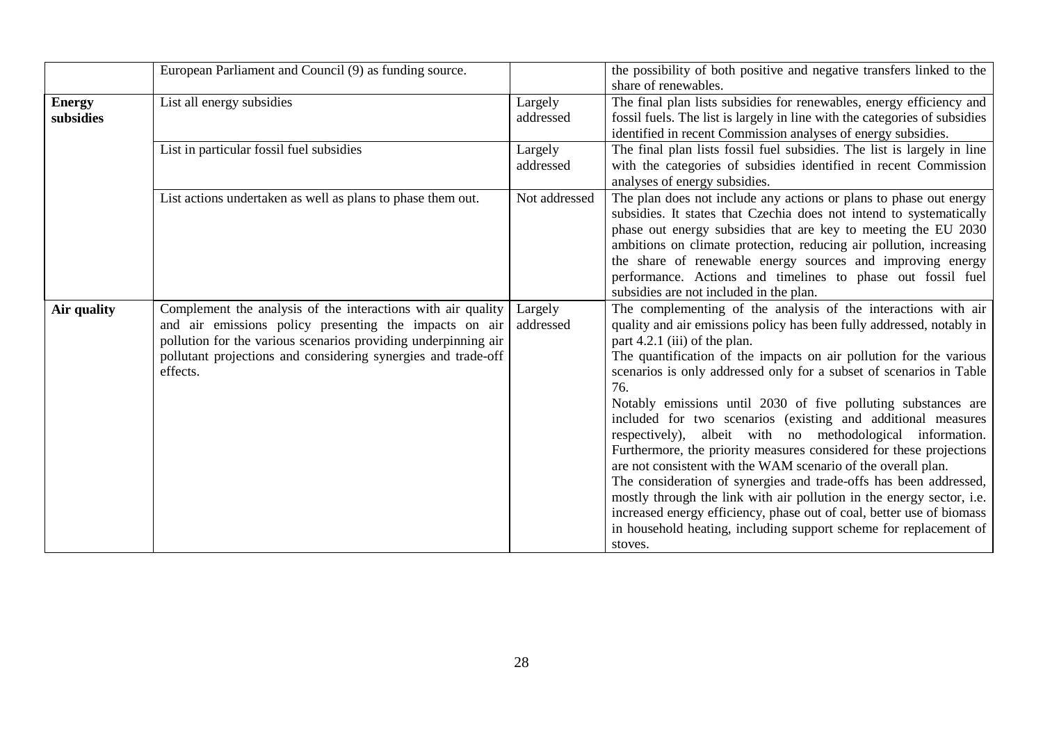| | | | |
|---|---|---|---|
| | European Parliament and Council (9) as funding source. | | the possibility of both positive and negative transfers linked to the share of renewables. |
| **Energy subsidies** | List all energy subsidies | Largely addressed | The final plan lists subsidies for renewables, energy efficiency and fossil fuels. The list is largely in line with the categories of subsidies identified in recent Commission analyses of energy subsidies. |
| | List in particular fossil fuel subsidies | Largely addressed | The final plan lists fossil fuel subsidies. The list is largely in line with the categories of subsidies identified in recent Commission analyses of energy subsidies. |
| | List actions undertaken as well as plans to phase them out. | Not addressed | The plan does not include any actions or plans to phase out energy subsidies. It states that Czechia does not intend to systematically phase out energy subsidies that are key to meeting the EU 2030 ambitions on climate protection, reducing air pollution, increasing the share of renewable energy sources and improving energy performance. Actions and timelines to phase out fossil fuel subsidies are not included in the plan. |
| **Air quality** | Complement the analysis of the interactions with air quality and air emissions policy presenting the impacts on air pollution for the various scenarios providing underpinning air pollutant projections and considering synergies and trade-off effects. | Largely addressed | The complementing of the analysis of the interactions with air quality and air emissions policy has been fully addressed, notably in part 4.2.1 (iii) of the plan.<br>The quantification of the impacts on air pollution for the various scenarios is only addressed only for a subset of scenarios in Table 76.<br>Notably emissions until 2030 of five polluting substances are included for two scenarios (existing and additional measures respectively), albeit with no methodological information. Furthermore, the priority measures considered for these projections are not consistent with the WAM scenario of the overall plan.<br>The consideration of synergies and trade-offs has been addressed, mostly through the link with air pollution in the energy sector, i.e. increased energy efficiency, phase out of coal, better use of biomass in household heating, including support scheme for replacement of stoves. |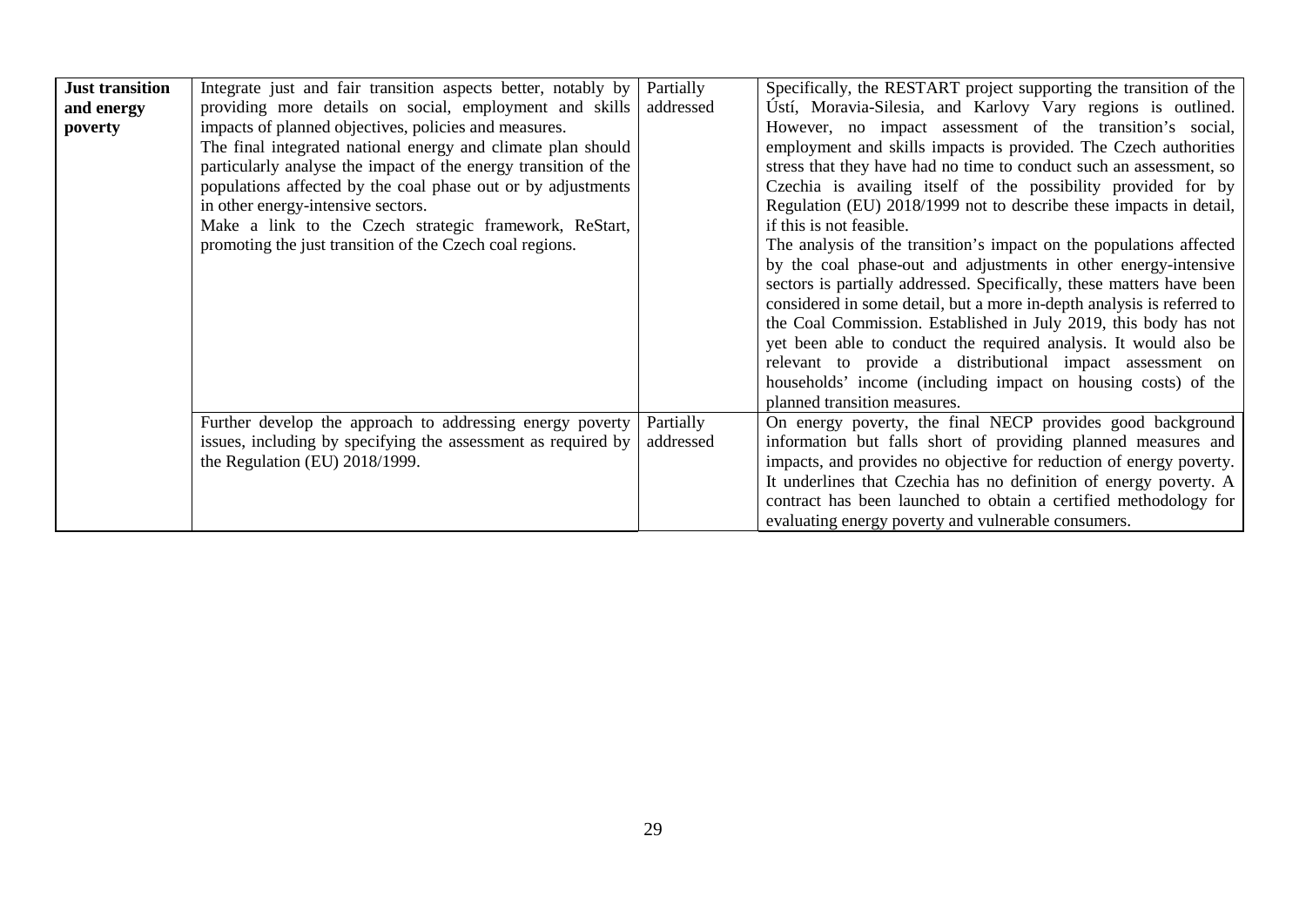| | | | |
|---|---|---|---|
| **Just transition and energy poverty** | Integrate just and fair transition aspects better, notably by providing more details on social, employment and skills impacts of planned objectives, policies and measures.<br>The final integrated national energy and climate plan should particularly analyse the impact of the energy transition of the populations affected by the coal phase out or by adjustments in other energy-intensive sectors.<br>Make a link to the Czech strategic framework, ReStart, promoting the just transition of the Czech coal regions. | Partially addressed | Specifically, the RESTART project supporting the transition of the Ústí, Moravia-Silesia, and Karlovy Vary regions is outlined. However, no impact assessment of the transition's social, employment and skills impacts is provided. The Czech authorities stress that they have had no time to conduct such an assessment, so Czechia is availing itself of the possibility provided for by Regulation (EU) 2018/1999 not to describe these impacts in detail, if this is not feasible.<br>The analysis of the transition's impact on the populations affected by the coal phase-out and adjustments in other energy-intensive sectors is partially addressed. Specifically, these matters have been considered in some detail, but a more in-depth analysis is referred to the Coal Commission. Established in July 2019, this body has not yet been able to conduct the required analysis. It would also be relevant to provide a distributional impact assessment on households' income (including impact on housing costs) of the planned transition measures. |
| | Further develop the approach to addressing energy poverty issues, including by specifying the assessment as required by the Regulation (EU) 2018/1999. | Partially addressed | On energy poverty, the final NECP provides good background information but falls short of providing planned measures and impacts, and provides no objective for reduction of energy poverty. It underlines that Czechia has no definition of energy poverty. A contract has been launched to obtain a certified methodology for evaluating energy poverty and vulnerable consumers. |